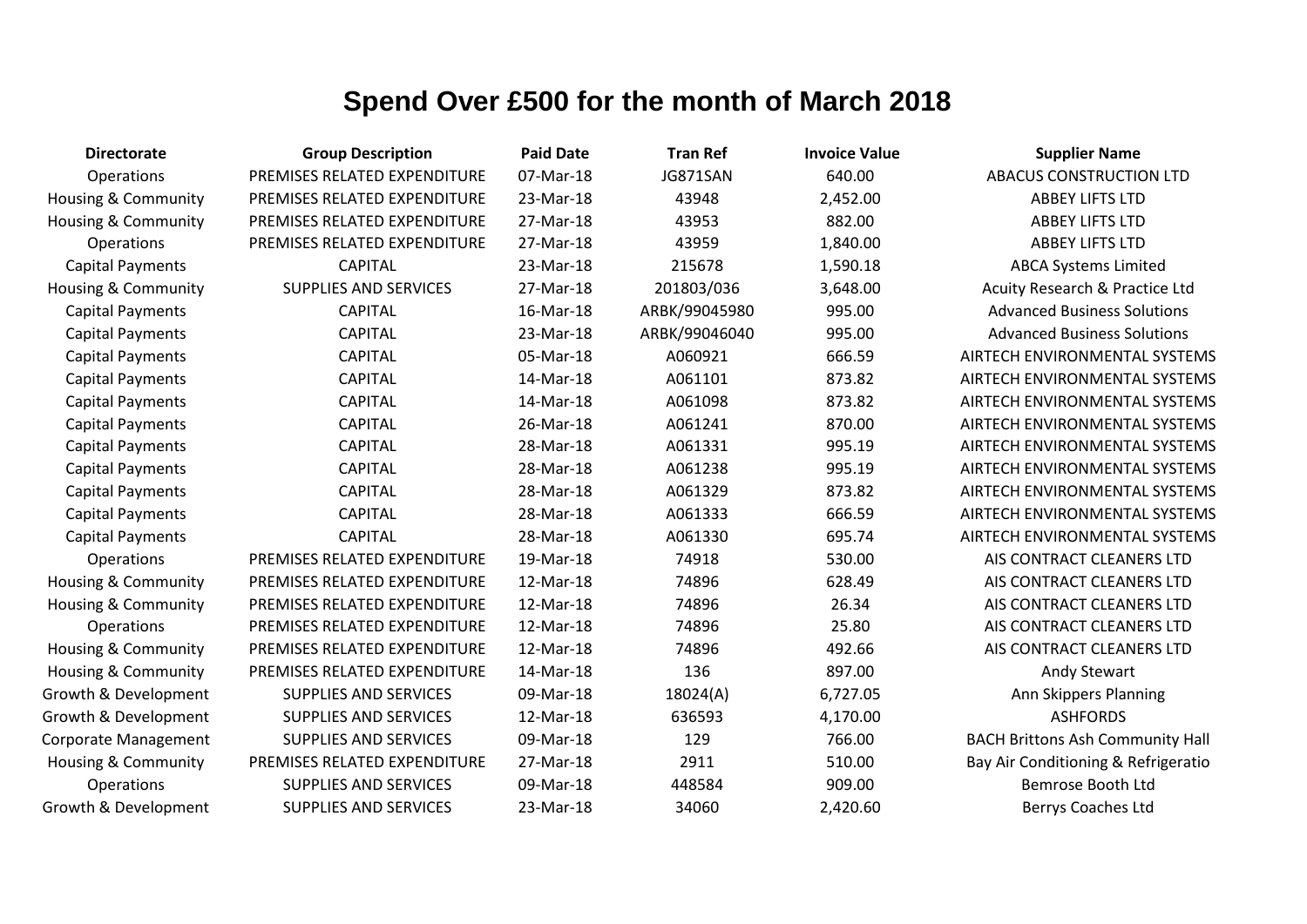# Spend Over £500 for the month of March 2018

| Directorate | Group Description | Paid Date | Tran Ref | Invoice Value | Supplier Name |
|---|---|---|---|---|---|
| Operations | PREMISES RELATED EXPENDITURE | 07-Mar-18 | JG871SAN | 640.00 | ABACUS CONSTRUCTION LTD |
| Housing & Community | PREMISES RELATED EXPENDITURE | 23-Mar-18 | 43948 | 2,452.00 | ABBEY LIFTS LTD |
| Housing & Community | PREMISES RELATED EXPENDITURE | 27-Mar-18 | 43953 | 882.00 | ABBEY LIFTS LTD |
| Operations | PREMISES RELATED EXPENDITURE | 27-Mar-18 | 43959 | 1,840.00 | ABBEY LIFTS LTD |
| Capital Payments | CAPITAL | 23-Mar-18 | 215678 | 1,590.18 | ABCA Systems Limited |
| Housing & Community | SUPPLIES AND SERVICES | 27-Mar-18 | 201803/036 | 3,648.00 | Acuity Research & Practice Ltd |
| Capital Payments | CAPITAL | 16-Mar-18 | ARBK/99045980 | 995.00 | Advanced Business Solutions |
| Capital Payments | CAPITAL | 23-Mar-18 | ARBK/99046040 | 995.00 | Advanced Business Solutions |
| Capital Payments | CAPITAL | 05-Mar-18 | A060921 | 666.59 | AIRTECH ENVIRONMENTAL SYSTEMS |
| Capital Payments | CAPITAL | 14-Mar-18 | A061101 | 873.82 | AIRTECH ENVIRONMENTAL SYSTEMS |
| Capital Payments | CAPITAL | 14-Mar-18 | A061098 | 873.82 | AIRTECH ENVIRONMENTAL SYSTEMS |
| Capital Payments | CAPITAL | 26-Mar-18 | A061241 | 870.00 | AIRTECH ENVIRONMENTAL SYSTEMS |
| Capital Payments | CAPITAL | 28-Mar-18 | A061331 | 995.19 | AIRTECH ENVIRONMENTAL SYSTEMS |
| Capital Payments | CAPITAL | 28-Mar-18 | A061238 | 995.19 | AIRTECH ENVIRONMENTAL SYSTEMS |
| Capital Payments | CAPITAL | 28-Mar-18 | A061329 | 873.82 | AIRTECH ENVIRONMENTAL SYSTEMS |
| Capital Payments | CAPITAL | 28-Mar-18 | A061333 | 666.59 | AIRTECH ENVIRONMENTAL SYSTEMS |
| Capital Payments | CAPITAL | 28-Mar-18 | A061330 | 695.74 | AIRTECH ENVIRONMENTAL SYSTEMS |
| Operations | PREMISES RELATED EXPENDITURE | 19-Mar-18 | 74918 | 530.00 | AIS CONTRACT CLEANERS LTD |
| Housing & Community | PREMISES RELATED EXPENDITURE | 12-Mar-18 | 74896 | 628.49 | AIS CONTRACT CLEANERS LTD |
| Housing & Community | PREMISES RELATED EXPENDITURE | 12-Mar-18 | 74896 | 26.34 | AIS CONTRACT CLEANERS LTD |
| Operations | PREMISES RELATED EXPENDITURE | 12-Mar-18 | 74896 | 25.80 | AIS CONTRACT CLEANERS LTD |
| Housing & Community | PREMISES RELATED EXPENDITURE | 12-Mar-18 | 74896 | 492.66 | AIS CONTRACT CLEANERS LTD |
| Housing & Community | PREMISES RELATED EXPENDITURE | 14-Mar-18 | 136 | 897.00 | Andy Stewart |
| Growth & Development | SUPPLIES AND SERVICES | 09-Mar-18 | 18024(A) | 6,727.05 | Ann Skippers Planning |
| Growth & Development | SUPPLIES AND SERVICES | 12-Mar-18 | 636593 | 4,170.00 | ASHFORDS |
| Corporate Management | SUPPLIES AND SERVICES | 09-Mar-18 | 129 | 766.00 | BACH Brittons Ash Community Hall |
| Housing & Community | PREMISES RELATED EXPENDITURE | 27-Mar-18 | 2911 | 510.00 | Bay Air Conditioning & Refrigeratio |
| Operations | SUPPLIES AND SERVICES | 09-Mar-18 | 448584 | 909.00 | Bemrose Booth Ltd |
| Growth & Development | SUPPLIES AND SERVICES | 23-Mar-18 | 34060 | 2,420.60 | Berrys Coaches Ltd |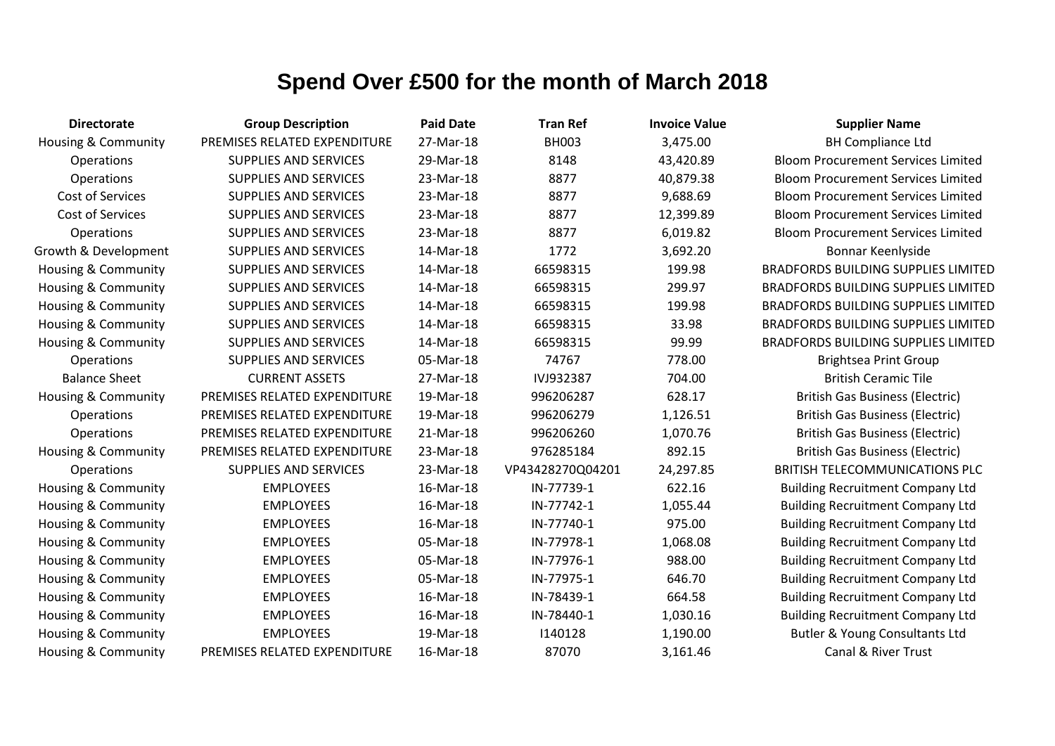# Spend Over £500 for the month of March 2018

| Directorate | Group Description | Paid Date | Tran Ref | Invoice Value | Supplier Name |
|---|---|---|---|---|---|
| Housing & Community | PREMISES RELATED EXPENDITURE | 27-Mar-18 | BH003 | 3,475.00 | BH Compliance Ltd |
| Operations | SUPPLIES AND SERVICES | 29-Mar-18 | 8148 | 43,420.89 | Bloom Procurement Services Limited |
| Operations | SUPPLIES AND SERVICES | 23-Mar-18 | 8877 | 40,879.38 | Bloom Procurement Services Limited |
| Cost of Services | SUPPLIES AND SERVICES | 23-Mar-18 | 8877 | 9,688.69 | Bloom Procurement Services Limited |
| Cost of Services | SUPPLIES AND SERVICES | 23-Mar-18 | 8877 | 12,399.89 | Bloom Procurement Services Limited |
| Operations | SUPPLIES AND SERVICES | 23-Mar-18 | 8877 | 6,019.82 | Bloom Procurement Services Limited |
| Growth & Development | SUPPLIES AND SERVICES | 14-Mar-18 | 1772 | 3,692.20 | Bonnar Keenlyside |
| Housing & Community | SUPPLIES AND SERVICES | 14-Mar-18 | 66598315 | 199.98 | BRADFORDS BUILDING SUPPLIES LIMITED |
| Housing & Community | SUPPLIES AND SERVICES | 14-Mar-18 | 66598315 | 299.97 | BRADFORDS BUILDING SUPPLIES LIMITED |
| Housing & Community | SUPPLIES AND SERVICES | 14-Mar-18 | 66598315 | 199.98 | BRADFORDS BUILDING SUPPLIES LIMITED |
| Housing & Community | SUPPLIES AND SERVICES | 14-Mar-18 | 66598315 | 33.98 | BRADFORDS BUILDING SUPPLIES LIMITED |
| Housing & Community | SUPPLIES AND SERVICES | 14-Mar-18 | 66598315 | 99.99 | BRADFORDS BUILDING SUPPLIES LIMITED |
| Operations | SUPPLIES AND SERVICES | 05-Mar-18 | 74767 | 778.00 | Brightsea Print Group |
| Balance Sheet | CURRENT ASSETS | 27-Mar-18 | IVJ932387 | 704.00 | British Ceramic Tile |
| Housing & Community | PREMISES RELATED EXPENDITURE | 19-Mar-18 | 996206287 | 628.17 | British Gas Business (Electric) |
| Operations | PREMISES RELATED EXPENDITURE | 19-Mar-18 | 996206279 | 1,126.51 | British Gas Business (Electric) |
| Operations | PREMISES RELATED EXPENDITURE | 21-Mar-18 | 996206260 | 1,070.76 | British Gas Business (Electric) |
| Housing & Community | PREMISES RELATED EXPENDITURE | 23-Mar-18 | 976285184 | 892.15 | British Gas Business (Electric) |
| Operations | SUPPLIES AND SERVICES | 23-Mar-18 | VP43428270Q04201 | 24,297.85 | BRITISH TELECOMMUNICATIONS PLC |
| Housing & Community | EMPLOYEES | 16-Mar-18 | IN-77739-1 | 622.16 | Building Recruitment Company Ltd |
| Housing & Community | EMPLOYEES | 16-Mar-18 | IN-77742-1 | 1,055.44 | Building Recruitment Company Ltd |
| Housing & Community | EMPLOYEES | 16-Mar-18 | IN-77740-1 | 975.00 | Building Recruitment Company Ltd |
| Housing & Community | EMPLOYEES | 05-Mar-18 | IN-77978-1 | 1,068.08 | Building Recruitment Company Ltd |
| Housing & Community | EMPLOYEES | 05-Mar-18 | IN-77976-1 | 988.00 | Building Recruitment Company Ltd |
| Housing & Community | EMPLOYEES | 05-Mar-18 | IN-77975-1 | 646.70 | Building Recruitment Company Ltd |
| Housing & Community | EMPLOYEES | 16-Mar-18 | IN-78439-1 | 664.58 | Building Recruitment Company Ltd |
| Housing & Community | EMPLOYEES | 16-Mar-18 | IN-78440-1 | 1,030.16 | Building Recruitment Company Ltd |
| Housing & Community | EMPLOYEES | 19-Mar-18 | I140128 | 1,190.00 | Butler & Young Consultants Ltd |
| Housing & Community | PREMISES RELATED EXPENDITURE | 16-Mar-18 | 87070 | 3,161.46 | Canal & River Trust |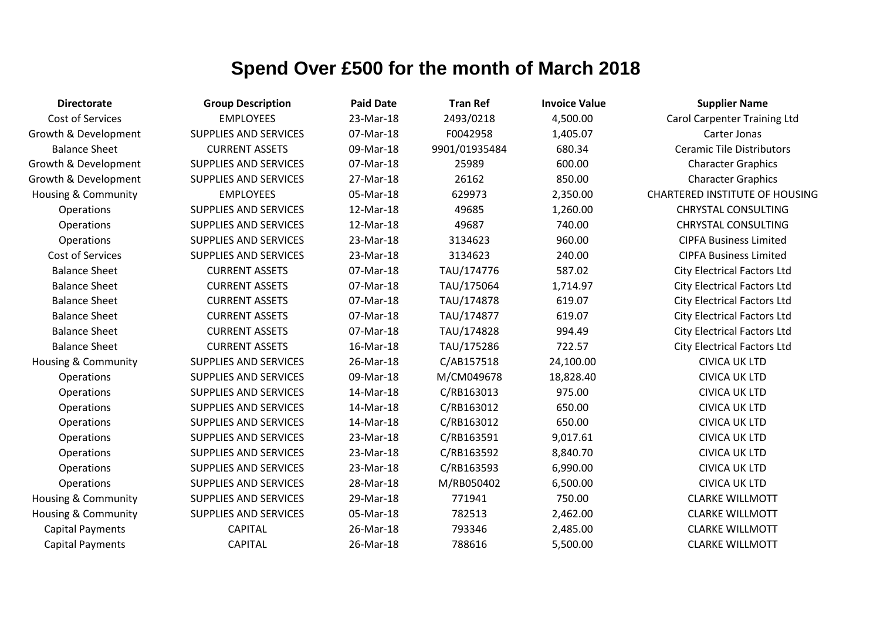# Spend Over £500 for the month of March 2018

| Directorate | Group Description | Paid Date | Tran Ref | Invoice Value | Supplier Name |
|---|---|---|---|---|---|
| Cost of Services | EMPLOYEES | 23-Mar-18 | 2493/0218 | 4,500.00 | Carol Carpenter Training Ltd |
| Growth & Development | SUPPLIES AND SERVICES | 07-Mar-18 | F0042958 | 1,405.07 | Carter Jonas |
| Balance Sheet | CURRENT ASSETS | 09-Mar-18 | 9901/01935484 | 680.34 | Ceramic Tile Distributors |
| Growth & Development | SUPPLIES AND SERVICES | 07-Mar-18 | 25989 | 600.00 | Character Graphics |
| Growth & Development | SUPPLIES AND SERVICES | 27-Mar-18 | 26162 | 850.00 | Character Graphics |
| Housing & Community | EMPLOYEES | 05-Mar-18 | 629973 | 2,350.00 | CHARTERED INSTITUTE OF HOUSING |
| Operations | SUPPLIES AND SERVICES | 12-Mar-18 | 49685 | 1,260.00 | CHRYSTAL CONSULTING |
| Operations | SUPPLIES AND SERVICES | 12-Mar-18 | 49687 | 740.00 | CHRYSTAL CONSULTING |
| Operations | SUPPLIES AND SERVICES | 23-Mar-18 | 3134623 | 960.00 | CIPFA Business Limited |
| Cost of Services | SUPPLIES AND SERVICES | 23-Mar-18 | 3134623 | 240.00 | CIPFA Business Limited |
| Balance Sheet | CURRENT ASSETS | 07-Mar-18 | TAU/174776 | 587.02 | City Electrical Factors Ltd |
| Balance Sheet | CURRENT ASSETS | 07-Mar-18 | TAU/175064 | 1,714.97 | City Electrical Factors Ltd |
| Balance Sheet | CURRENT ASSETS | 07-Mar-18 | TAU/174878 | 619.07 | City Electrical Factors Ltd |
| Balance Sheet | CURRENT ASSETS | 07-Mar-18 | TAU/174877 | 619.07 | City Electrical Factors Ltd |
| Balance Sheet | CURRENT ASSETS | 07-Mar-18 | TAU/174828 | 994.49 | City Electrical Factors Ltd |
| Balance Sheet | CURRENT ASSETS | 16-Mar-18 | TAU/175286 | 722.57 | City Electrical Factors Ltd |
| Housing & Community | SUPPLIES AND SERVICES | 26-Mar-18 | C/AB157518 | 24,100.00 | CIVICA UK LTD |
| Operations | SUPPLIES AND SERVICES | 09-Mar-18 | M/CM049678 | 18,828.40 | CIVICA UK LTD |
| Operations | SUPPLIES AND SERVICES | 14-Mar-18 | C/RB163013 | 975.00 | CIVICA UK LTD |
| Operations | SUPPLIES AND SERVICES | 14-Mar-18 | C/RB163012 | 650.00 | CIVICA UK LTD |
| Operations | SUPPLIES AND SERVICES | 14-Mar-18 | C/RB163012 | 650.00 | CIVICA UK LTD |
| Operations | SUPPLIES AND SERVICES | 23-Mar-18 | C/RB163591 | 9,017.61 | CIVICA UK LTD |
| Operations | SUPPLIES AND SERVICES | 23-Mar-18 | C/RB163592 | 8,840.70 | CIVICA UK LTD |
| Operations | SUPPLIES AND SERVICES | 23-Mar-18 | C/RB163593 | 6,990.00 | CIVICA UK LTD |
| Operations | SUPPLIES AND SERVICES | 28-Mar-18 | M/RB050402 | 6,500.00 | CIVICA UK LTD |
| Housing & Community | SUPPLIES AND SERVICES | 29-Mar-18 | 771941 | 750.00 | CLARKE WILLMOTT |
| Housing & Community | SUPPLIES AND SERVICES | 05-Mar-18 | 782513 | 2,462.00 | CLARKE WILLMOTT |
| Capital Payments | CAPITAL | 26-Mar-18 | 793346 | 2,485.00 | CLARKE WILLMOTT |
| Capital Payments | CAPITAL | 26-Mar-18 | 788616 | 5,500.00 | CLARKE WILLMOTT |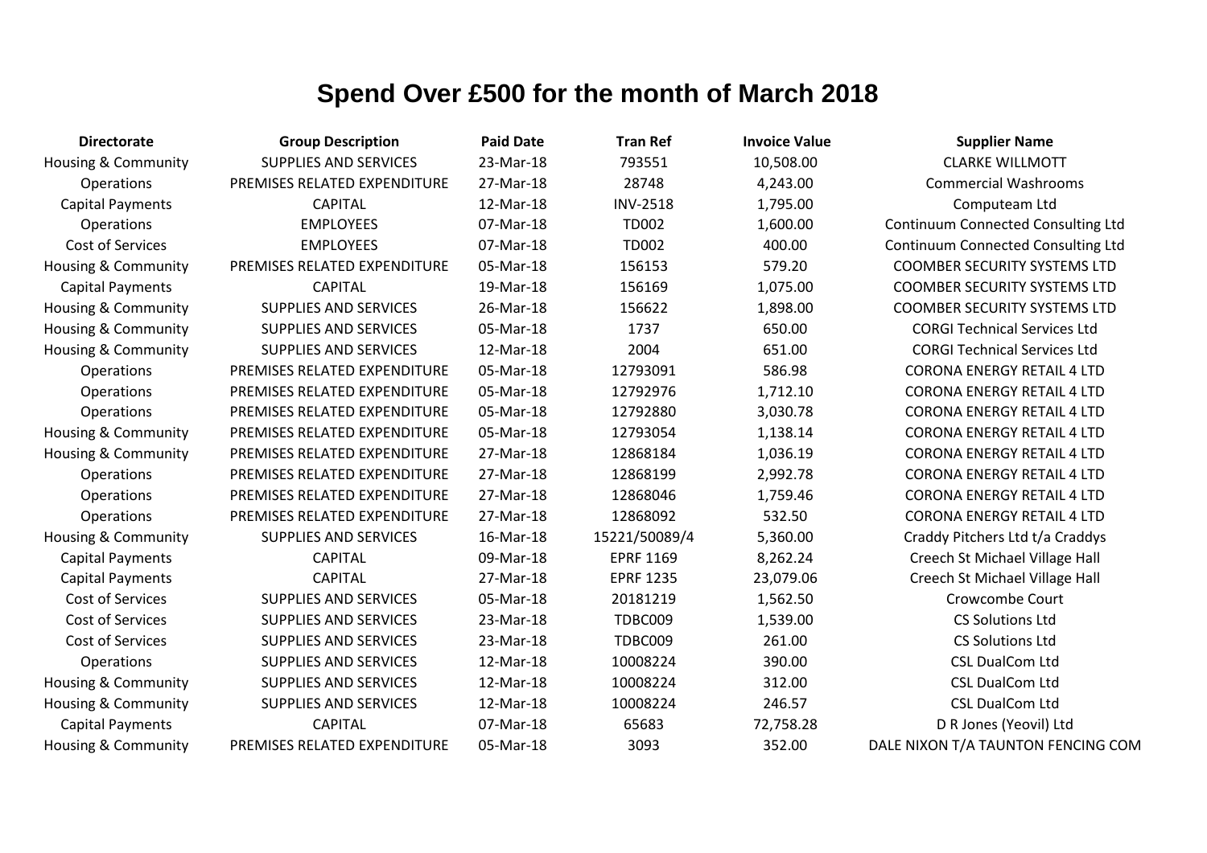# Spend Over £500 for the month of March 2018

| Directorate | Group Description | Paid Date | Tran Ref | Invoice Value | Supplier Name |
|---|---|---|---|---|---|
| Housing & Community | SUPPLIES AND SERVICES | 23-Mar-18 | 793551 | 10,508.00 | CLARKE WILLMOTT |
| Operations | PREMISES RELATED EXPENDITURE | 27-Mar-18 | 28748 | 4,243.00 | Commercial Washrooms |
| Capital Payments | CAPITAL | 12-Mar-18 | INV-2518 | 1,795.00 | Computeam Ltd |
| Operations | EMPLOYEES | 07-Mar-18 | TD002 | 1,600.00 | Continuum Connected Consulting Ltd |
| Cost of Services | EMPLOYEES | 07-Mar-18 | TD002 | 400.00 | Continuum Connected Consulting Ltd |
| Housing & Community | PREMISES RELATED EXPENDITURE | 05-Mar-18 | 156153 | 579.20 | COOMBER SECURITY SYSTEMS LTD |
| Capital Payments | CAPITAL | 19-Mar-18 | 156169 | 1,075.00 | COOMBER SECURITY SYSTEMS LTD |
| Housing & Community | SUPPLIES AND SERVICES | 26-Mar-18 | 156622 | 1,898.00 | COOMBER SECURITY SYSTEMS LTD |
| Housing & Community | SUPPLIES AND SERVICES | 05-Mar-18 | 1737 | 650.00 | CORGI Technical Services Ltd |
| Housing & Community | SUPPLIES AND SERVICES | 12-Mar-18 | 2004 | 651.00 | CORGI Technical Services Ltd |
| Operations | PREMISES RELATED EXPENDITURE | 05-Mar-18 | 12793091 | 586.98 | CORONA ENERGY RETAIL 4 LTD |
| Operations | PREMISES RELATED EXPENDITURE | 05-Mar-18 | 12792976 | 1,712.10 | CORONA ENERGY RETAIL 4 LTD |
| Operations | PREMISES RELATED EXPENDITURE | 05-Mar-18 | 12792880 | 3,030.78 | CORONA ENERGY RETAIL 4 LTD |
| Housing & Community | PREMISES RELATED EXPENDITURE | 05-Mar-18 | 12793054 | 1,138.14 | CORONA ENERGY RETAIL 4 LTD |
| Housing & Community | PREMISES RELATED EXPENDITURE | 27-Mar-18 | 12868184 | 1,036.19 | CORONA ENERGY RETAIL 4 LTD |
| Operations | PREMISES RELATED EXPENDITURE | 27-Mar-18 | 12868199 | 2,992.78 | CORONA ENERGY RETAIL 4 LTD |
| Operations | PREMISES RELATED EXPENDITURE | 27-Mar-18 | 12868046 | 1,759.46 | CORONA ENERGY RETAIL 4 LTD |
| Operations | PREMISES RELATED EXPENDITURE | 27-Mar-18 | 12868092 | 532.50 | CORONA ENERGY RETAIL 4 LTD |
| Housing & Community | SUPPLIES AND SERVICES | 16-Mar-18 | 15221/50089/4 | 5,360.00 | Craddy Pitchers Ltd t/a Craddys |
| Capital Payments | CAPITAL | 09-Mar-18 | EPRF 1169 | 8,262.24 | Creech St Michael Village Hall |
| Capital Payments | CAPITAL | 27-Mar-18 | EPRF 1235 | 23,079.06 | Creech St Michael Village Hall |
| Cost of Services | SUPPLIES AND SERVICES | 05-Mar-18 | 20181219 | 1,562.50 | Crowcombe Court |
| Cost of Services | SUPPLIES AND SERVICES | 23-Mar-18 | TDBC009 | 1,539.00 | CS Solutions Ltd |
| Cost of Services | SUPPLIES AND SERVICES | 23-Mar-18 | TDBC009 | 261.00 | CS Solutions Ltd |
| Operations | SUPPLIES AND SERVICES | 12-Mar-18 | 10008224 | 390.00 | CSL DualCom Ltd |
| Housing & Community | SUPPLIES AND SERVICES | 12-Mar-18 | 10008224 | 312.00 | CSL DualCom Ltd |
| Housing & Community | SUPPLIES AND SERVICES | 12-Mar-18 | 10008224 | 246.57 | CSL DualCom Ltd |
| Capital Payments | CAPITAL | 07-Mar-18 | 65683 | 72,758.28 | D R Jones (Yeovil) Ltd |
| Housing & Community | PREMISES RELATED EXPENDITURE | 05-Mar-18 | 3093 | 352.00 | DALE NIXON T/A TAUNTON FENCING COM |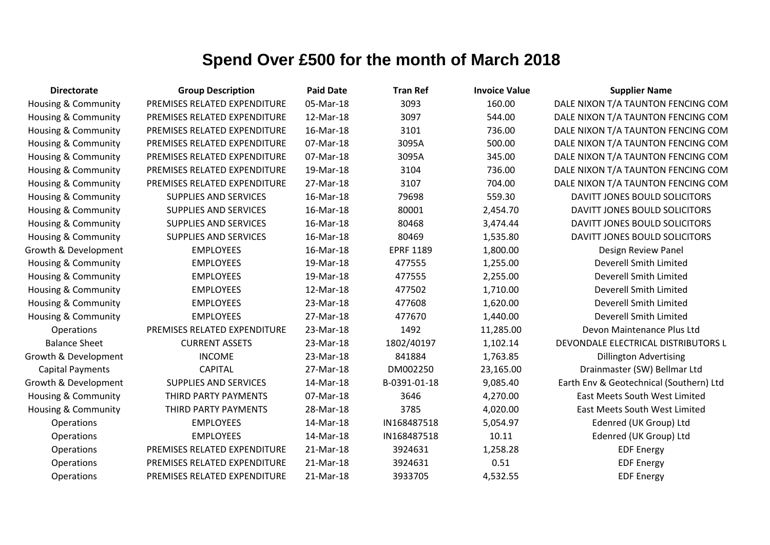# Spend Over £500 for the month of March 2018

| Directorate | Group Description | Paid Date | Tran Ref | Invoice Value | Supplier Name |
|---|---|---|---|---|---|
| Housing & Community | PREMISES RELATED EXPENDITURE | 05-Mar-18 | 3093 | 160.00 | DALE NIXON T/A TAUNTON FENCING COM |
| Housing & Community | PREMISES RELATED EXPENDITURE | 12-Mar-18 | 3097 | 544.00 | DALE NIXON T/A TAUNTON FENCING COM |
| Housing & Community | PREMISES RELATED EXPENDITURE | 16-Mar-18 | 3101 | 736.00 | DALE NIXON T/A TAUNTON FENCING COM |
| Housing & Community | PREMISES RELATED EXPENDITURE | 07-Mar-18 | 3095A | 500.00 | DALE NIXON T/A TAUNTON FENCING COM |
| Housing & Community | PREMISES RELATED EXPENDITURE | 07-Mar-18 | 3095A | 345.00 | DALE NIXON T/A TAUNTON FENCING COM |
| Housing & Community | PREMISES RELATED EXPENDITURE | 19-Mar-18 | 3104 | 736.00 | DALE NIXON T/A TAUNTON FENCING COM |
| Housing & Community | PREMISES RELATED EXPENDITURE | 27-Mar-18 | 3107 | 704.00 | DALE NIXON T/A TAUNTON FENCING COM |
| Housing & Community | SUPPLIES AND SERVICES | 16-Mar-18 | 79698 | 559.30 | DAVITT JONES BOULD SOLICITORS |
| Housing & Community | SUPPLIES AND SERVICES | 16-Mar-18 | 80001 | 2,454.70 | DAVITT JONES BOULD SOLICITORS |
| Housing & Community | SUPPLIES AND SERVICES | 16-Mar-18 | 80468 | 3,474.44 | DAVITT JONES BOULD SOLICITORS |
| Housing & Community | SUPPLIES AND SERVICES | 16-Mar-18 | 80469 | 1,535.80 | DAVITT JONES BOULD SOLICITORS |
| Growth & Development | EMPLOYEES | 16-Mar-18 | EPRF 1189 | 1,800.00 | Design Review Panel |
| Housing & Community | EMPLOYEES | 19-Mar-18 | 477555 | 1,255.00 | Deverell Smith Limited |
| Housing & Community | EMPLOYEES | 19-Mar-18 | 477555 | 2,255.00 | Deverell Smith Limited |
| Housing & Community | EMPLOYEES | 12-Mar-18 | 477502 | 1,710.00 | Deverell Smith Limited |
| Housing & Community | EMPLOYEES | 23-Mar-18 | 477608 | 1,620.00 | Deverell Smith Limited |
| Housing & Community | EMPLOYEES | 27-Mar-18 | 477670 | 1,440.00 | Deverell Smith Limited |
| Operations | PREMISES RELATED EXPENDITURE | 23-Mar-18 | 1492 | 11,285.00 | Devon Maintenance Plus Ltd |
| Balance Sheet | CURRENT ASSETS | 23-Mar-18 | 1802/40197 | 1,102.14 | DEVONDALE ELECTRICAL DISTRIBUTORS L |
| Growth & Development | INCOME | 23-Mar-18 | 841884 | 1,763.85 | Dillington Advertising |
| Capital Payments | CAPITAL | 27-Mar-18 | DM002250 | 23,165.00 | Drainmaster (SW) Bellmar Ltd |
| Growth & Development | SUPPLIES AND SERVICES | 14-Mar-18 | B-0391-01-18 | 9,085.40 | Earth Env & Geotechnical (Southern) Ltd |
| Housing & Community | THIRD PARTY PAYMENTS | 07-Mar-18 | 3646 | 4,270.00 | East Meets South West Limited |
| Housing & Community | THIRD PARTY PAYMENTS | 28-Mar-18 | 3785 | 4,020.00 | East Meets South West Limited |
| Operations | EMPLOYEES | 14-Mar-18 | IN168487518 | 5,054.97 | Edenred (UK Group) Ltd |
| Operations | EMPLOYEES | 14-Mar-18 | IN168487518 | 10.11 | Edenred (UK Group) Ltd |
| Operations | PREMISES RELATED EXPENDITURE | 21-Mar-18 | 3924631 | 1,258.28 | EDF Energy |
| Operations | PREMISES RELATED EXPENDITURE | 21-Mar-18 | 3924631 | 0.51 | EDF Energy |
| Operations | PREMISES RELATED EXPENDITURE | 21-Mar-18 | 3933705 | 4,532.55 | EDF Energy |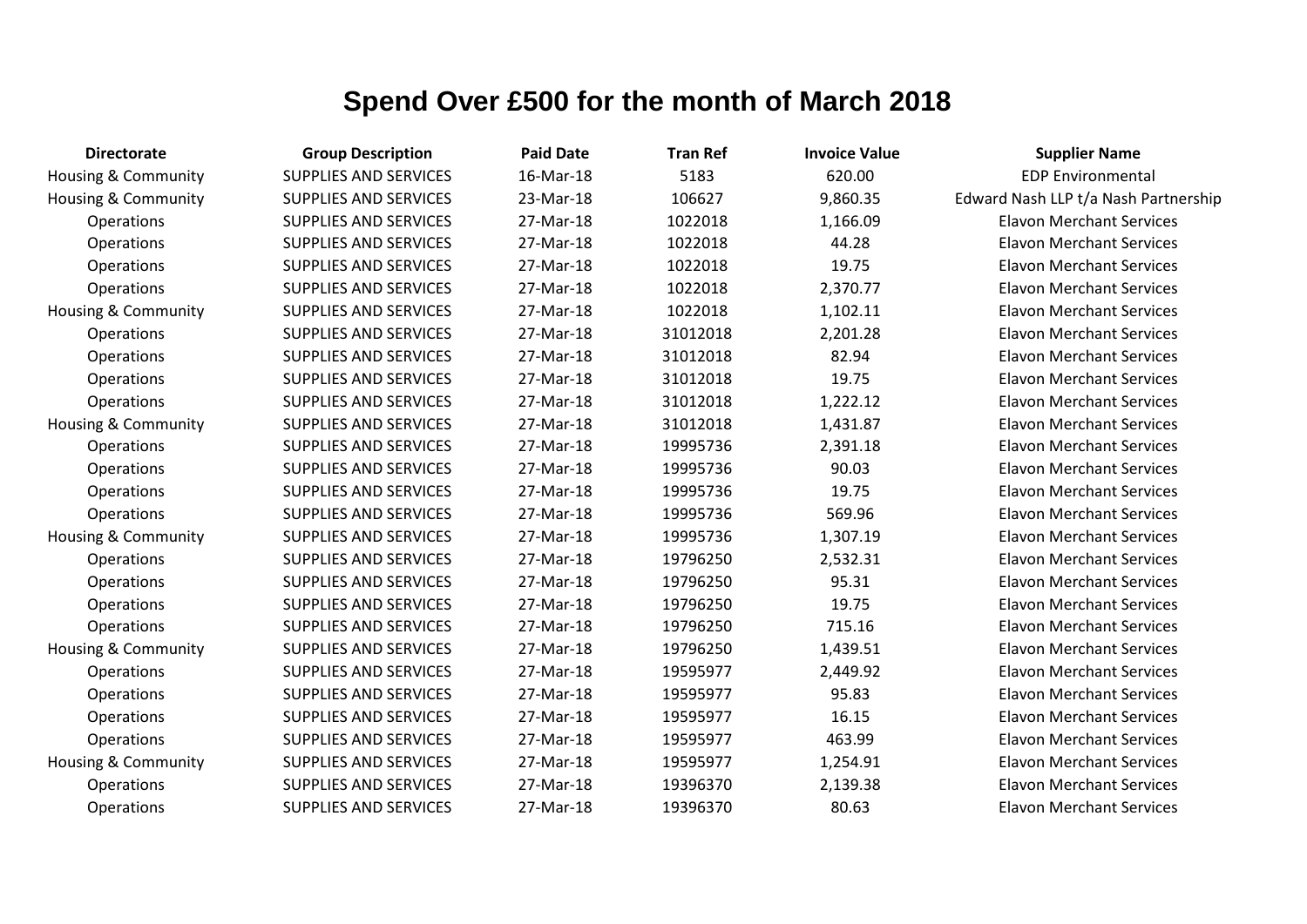# Spend Over £500 for the month of March 2018

| Directorate | Group Description | Paid Date | Tran Ref | Invoice Value | Supplier Name |
|---|---|---|---|---|---|
| Housing & Community | SUPPLIES AND SERVICES | 16-Mar-18 | 5183 | 620.00 | EDP Environmental |
| Housing & Community | SUPPLIES AND SERVICES | 23-Mar-18 | 106627 | 9,860.35 | Edward Nash LLP t/a Nash Partnership |
| Operations | SUPPLIES AND SERVICES | 27-Mar-18 | 1022018 | 1,166.09 | Elavon Merchant Services |
| Operations | SUPPLIES AND SERVICES | 27-Mar-18 | 1022018 | 44.28 | Elavon Merchant Services |
| Operations | SUPPLIES AND SERVICES | 27-Mar-18 | 1022018 | 19.75 | Elavon Merchant Services |
| Operations | SUPPLIES AND SERVICES | 27-Mar-18 | 1022018 | 2,370.77 | Elavon Merchant Services |
| Housing & Community | SUPPLIES AND SERVICES | 27-Mar-18 | 1022018 | 1,102.11 | Elavon Merchant Services |
| Operations | SUPPLIES AND SERVICES | 27-Mar-18 | 31012018 | 2,201.28 | Elavon Merchant Services |
| Operations | SUPPLIES AND SERVICES | 27-Mar-18 | 31012018 | 82.94 | Elavon Merchant Services |
| Operations | SUPPLIES AND SERVICES | 27-Mar-18 | 31012018 | 19.75 | Elavon Merchant Services |
| Operations | SUPPLIES AND SERVICES | 27-Mar-18 | 31012018 | 1,222.12 | Elavon Merchant Services |
| Housing & Community | SUPPLIES AND SERVICES | 27-Mar-18 | 31012018 | 1,431.87 | Elavon Merchant Services |
| Operations | SUPPLIES AND SERVICES | 27-Mar-18 | 19995736 | 2,391.18 | Elavon Merchant Services |
| Operations | SUPPLIES AND SERVICES | 27-Mar-18 | 19995736 | 90.03 | Elavon Merchant Services |
| Operations | SUPPLIES AND SERVICES | 27-Mar-18 | 19995736 | 19.75 | Elavon Merchant Services |
| Operations | SUPPLIES AND SERVICES | 27-Mar-18 | 19995736 | 569.96 | Elavon Merchant Services |
| Housing & Community | SUPPLIES AND SERVICES | 27-Mar-18 | 19995736 | 1,307.19 | Elavon Merchant Services |
| Operations | SUPPLIES AND SERVICES | 27-Mar-18 | 19796250 | 2,532.31 | Elavon Merchant Services |
| Operations | SUPPLIES AND SERVICES | 27-Mar-18 | 19796250 | 95.31 | Elavon Merchant Services |
| Operations | SUPPLIES AND SERVICES | 27-Mar-18 | 19796250 | 19.75 | Elavon Merchant Services |
| Operations | SUPPLIES AND SERVICES | 27-Mar-18 | 19796250 | 715.16 | Elavon Merchant Services |
| Housing & Community | SUPPLIES AND SERVICES | 27-Mar-18 | 19796250 | 1,439.51 | Elavon Merchant Services |
| Operations | SUPPLIES AND SERVICES | 27-Mar-18 | 19595977 | 2,449.92 | Elavon Merchant Services |
| Operations | SUPPLIES AND SERVICES | 27-Mar-18 | 19595977 | 95.83 | Elavon Merchant Services |
| Operations | SUPPLIES AND SERVICES | 27-Mar-18 | 19595977 | 16.15 | Elavon Merchant Services |
| Operations | SUPPLIES AND SERVICES | 27-Mar-18 | 19595977 | 463.99 | Elavon Merchant Services |
| Housing & Community | SUPPLIES AND SERVICES | 27-Mar-18 | 19595977 | 1,254.91 | Elavon Merchant Services |
| Operations | SUPPLIES AND SERVICES | 27-Mar-18 | 19396370 | 2,139.38 | Elavon Merchant Services |
| Operations | SUPPLIES AND SERVICES | 27-Mar-18 | 19396370 | 80.63 | Elavon Merchant Services |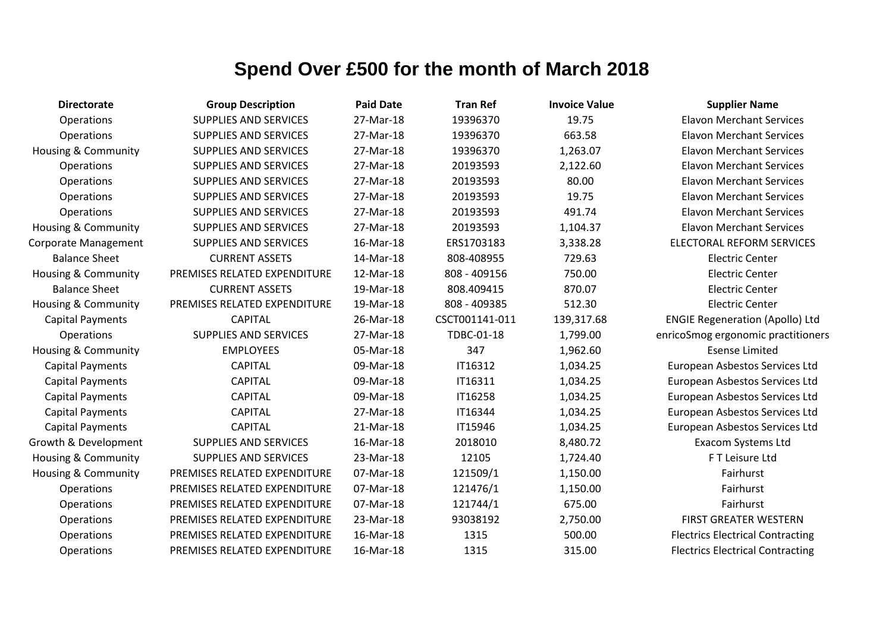# Spend Over £500 for the month of March 2018

| Directorate | Group Description | Paid Date | Tran Ref | Invoice Value | Supplier Name |
|---|---|---|---|---|---|
| Operations | SUPPLIES AND SERVICES | 27-Mar-18 | 19396370 | 19.75 | Elavon Merchant Services |
| Operations | SUPPLIES AND SERVICES | 27-Mar-18 | 19396370 | 663.58 | Elavon Merchant Services |
| Housing & Community | SUPPLIES AND SERVICES | 27-Mar-18 | 19396370 | 1,263.07 | Elavon Merchant Services |
| Operations | SUPPLIES AND SERVICES | 27-Mar-18 | 20193593 | 2,122.60 | Elavon Merchant Services |
| Operations | SUPPLIES AND SERVICES | 27-Mar-18 | 20193593 | 80.00 | Elavon Merchant Services |
| Operations | SUPPLIES AND SERVICES | 27-Mar-18 | 20193593 | 19.75 | Elavon Merchant Services |
| Operations | SUPPLIES AND SERVICES | 27-Mar-18 | 20193593 | 491.74 | Elavon Merchant Services |
| Housing & Community | SUPPLIES AND SERVICES | 27-Mar-18 | 20193593 | 1,104.37 | Elavon Merchant Services |
| Corporate Management | SUPPLIES AND SERVICES | 16-Mar-18 | ERS1703183 | 3,338.28 | ELECTORAL REFORM SERVICES |
| Balance Sheet | CURRENT ASSETS | 14-Mar-18 | 808-408955 | 729.63 | Electric Center |
| Housing & Community | PREMISES RELATED EXPENDITURE | 12-Mar-18 | 808 - 409156 | 750.00 | Electric Center |
| Balance Sheet | CURRENT ASSETS | 19-Mar-18 | 808.409415 | 870.07 | Electric Center |
| Housing & Community | PREMISES RELATED EXPENDITURE | 19-Mar-18 | 808 - 409385 | 512.30 | Electric Center |
| Capital Payments | CAPITAL | 26-Mar-18 | CSCT001141-011 | 139,317.68 | ENGIE Regeneration (Apollo) Ltd |
| Operations | SUPPLIES AND SERVICES | 27-Mar-18 | TDBC-01-18 | 1,799.00 | enricoSmog ergonomic practitioners |
| Housing & Community | EMPLOYEES | 05-Mar-18 | 347 | 1,962.60 | Esense Limited |
| Capital Payments | CAPITAL | 09-Mar-18 | IT16312 | 1,034.25 | European Asbestos Services Ltd |
| Capital Payments | CAPITAL | 09-Mar-18 | IT16311 | 1,034.25 | European Asbestos Services Ltd |
| Capital Payments | CAPITAL | 09-Mar-18 | IT16258 | 1,034.25 | European Asbestos Services Ltd |
| Capital Payments | CAPITAL | 27-Mar-18 | IT16344 | 1,034.25 | European Asbestos Services Ltd |
| Capital Payments | CAPITAL | 21-Mar-18 | IT15946 | 1,034.25 | European Asbestos Services Ltd |
| Growth & Development | SUPPLIES AND SERVICES | 16-Mar-18 | 2018010 | 8,480.72 | Exacom Systems Ltd |
| Housing & Community | SUPPLIES AND SERVICES | 23-Mar-18 | 12105 | 1,724.40 | F T Leisure Ltd |
| Housing & Community | PREMISES RELATED EXPENDITURE | 07-Mar-18 | 121509/1 | 1,150.00 | Fairhurst |
| Operations | PREMISES RELATED EXPENDITURE | 07-Mar-18 | 121476/1 | 1,150.00 | Fairhurst |
| Operations | PREMISES RELATED EXPENDITURE | 07-Mar-18 | 121744/1 | 675.00 | Fairhurst |
| Operations | PREMISES RELATED EXPENDITURE | 23-Mar-18 | 93038192 | 2,750.00 | FIRST GREATER WESTERN |
| Operations | PREMISES RELATED EXPENDITURE | 16-Mar-18 | 1315 | 500.00 | Flectrics Electrical Contracting |
| Operations | PREMISES RELATED EXPENDITURE | 16-Mar-18 | 1315 | 315.00 | Flectrics Electrical Contracting |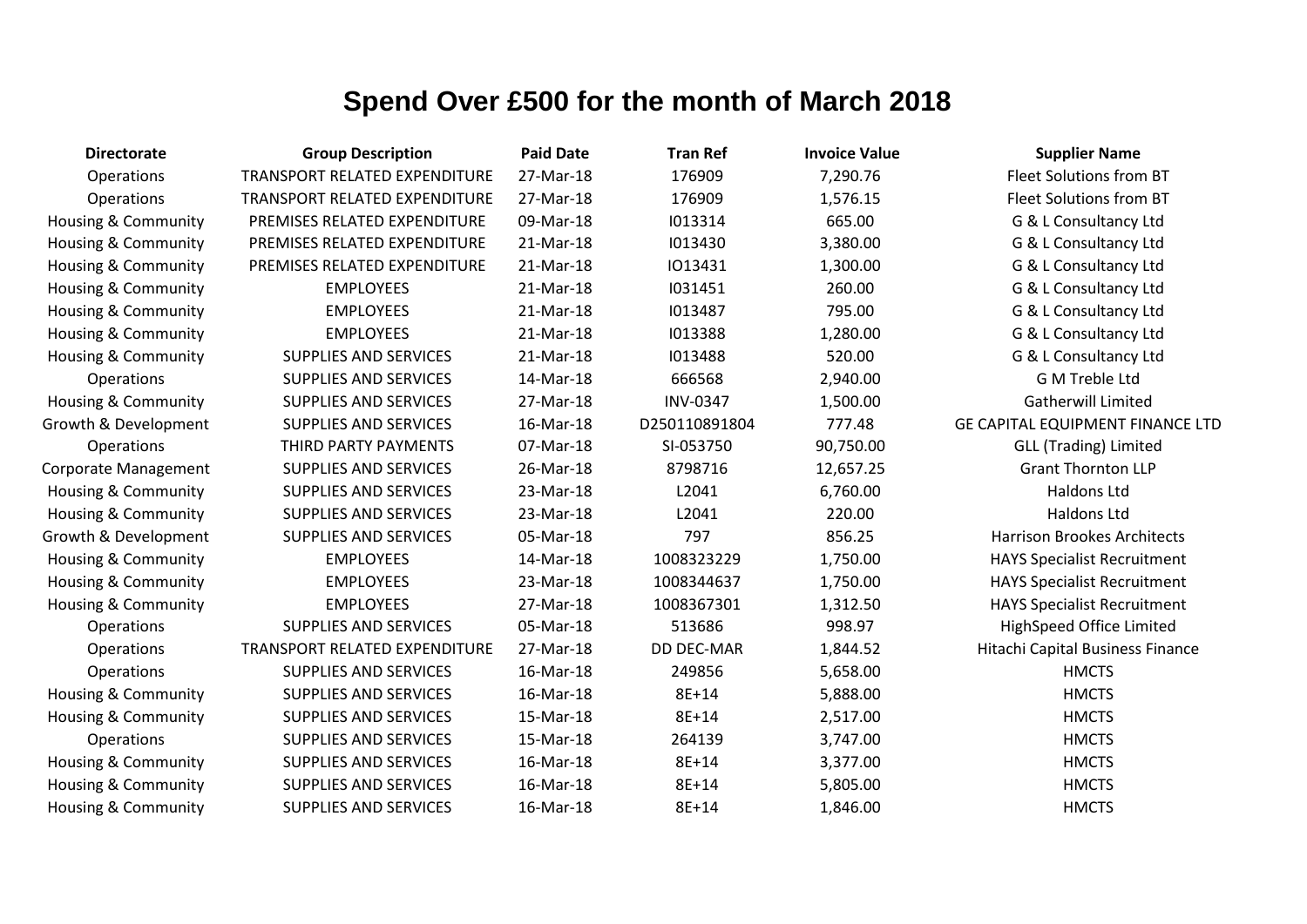# Spend Over £500 for the month of March 2018

| Directorate | Group Description | Paid Date | Tran Ref | Invoice Value | Supplier Name |
|---|---|---|---|---|---|
| Operations | TRANSPORT RELATED EXPENDITURE | 27-Mar-18 | 176909 | 7,290.76 | Fleet Solutions from BT |
| Operations | TRANSPORT RELATED EXPENDITURE | 27-Mar-18 | 176909 | 1,576.15 | Fleet Solutions from BT |
| Housing & Community | PREMISES RELATED EXPENDITURE | 09-Mar-18 | I013314 | 665.00 | G & L Consultancy Ltd |
| Housing & Community | PREMISES RELATED EXPENDITURE | 21-Mar-18 | I013430 | 3,380.00 | G & L Consultancy Ltd |
| Housing & Community | PREMISES RELATED EXPENDITURE | 21-Mar-18 | IO13431 | 1,300.00 | G & L Consultancy Ltd |
| Housing & Community | EMPLOYEES | 21-Mar-18 | I031451 | 260.00 | G & L Consultancy Ltd |
| Housing & Community | EMPLOYEES | 21-Mar-18 | I013487 | 795.00 | G & L Consultancy Ltd |
| Housing & Community | EMPLOYEES | 21-Mar-18 | I013388 | 1,280.00 | G & L Consultancy Ltd |
| Housing & Community | SUPPLIES AND SERVICES | 21-Mar-18 | I013488 | 520.00 | G & L Consultancy Ltd |
| Operations | SUPPLIES AND SERVICES | 14-Mar-18 | 666568 | 2,940.00 | G M Treble Ltd |
| Housing & Community | SUPPLIES AND SERVICES | 27-Mar-18 | INV-0347 | 1,500.00 | Gatherwill Limited |
| Growth & Development | SUPPLIES AND SERVICES | 16-Mar-18 | D250110891804 | 777.48 | GE CAPITAL EQUIPMENT FINANCE LTD |
| Operations | THIRD PARTY PAYMENTS | 07-Mar-18 | SI-053750 | 90,750.00 | GLL (Trading) Limited |
| Corporate Management | SUPPLIES AND SERVICES | 26-Mar-18 | 8798716 | 12,657.25 | Grant Thornton LLP |
| Housing & Community | SUPPLIES AND SERVICES | 23-Mar-18 | L2041 | 6,760.00 | Haldons Ltd |
| Housing & Community | SUPPLIES AND SERVICES | 23-Mar-18 | L2041 | 220.00 | Haldons Ltd |
| Growth & Development | SUPPLIES AND SERVICES | 05-Mar-18 | 797 | 856.25 | Harrison Brookes Architects |
| Housing & Community | EMPLOYEES | 14-Mar-18 | 1008323229 | 1,750.00 | HAYS Specialist Recruitment |
| Housing & Community | EMPLOYEES | 23-Mar-18 | 1008344637 | 1,750.00 | HAYS Specialist Recruitment |
| Housing & Community | EMPLOYEES | 27-Mar-18 | 1008367301 | 1,312.50 | HAYS Specialist Recruitment |
| Operations | SUPPLIES AND SERVICES | 05-Mar-18 | 513686 | 998.97 | HighSpeed Office Limited |
| Operations | TRANSPORT RELATED EXPENDITURE | 27-Mar-18 | DD DEC-MAR | 1,844.52 | Hitachi Capital Business Finance |
| Operations | SUPPLIES AND SERVICES | 16-Mar-18 | 249856 | 5,658.00 | HMCTS |
| Housing & Community | SUPPLIES AND SERVICES | 16-Mar-18 | 8E+14 | 5,888.00 | HMCTS |
| Housing & Community | SUPPLIES AND SERVICES | 15-Mar-18 | 8E+14 | 2,517.00 | HMCTS |
| Operations | SUPPLIES AND SERVICES | 15-Mar-18 | 264139 | 3,747.00 | HMCTS |
| Housing & Community | SUPPLIES AND SERVICES | 16-Mar-18 | 8E+14 | 3,377.00 | HMCTS |
| Housing & Community | SUPPLIES AND SERVICES | 16-Mar-18 | 8E+14 | 5,805.00 | HMCTS |
| Housing & Community | SUPPLIES AND SERVICES | 16-Mar-18 | 8E+14 | 1,846.00 | HMCTS |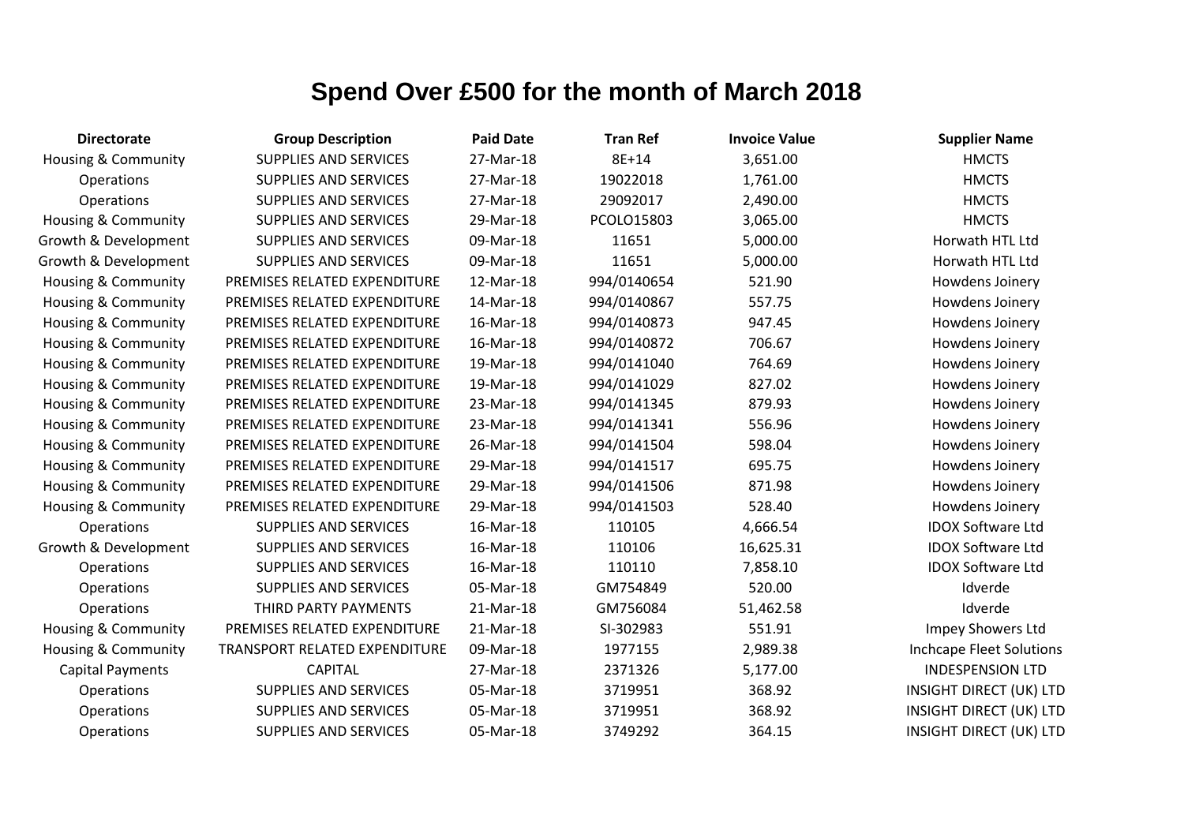# Spend Over £500 for the month of March 2018

| Directorate | Group Description | Paid Date | Tran Ref | Invoice Value | Supplier Name |
|---|---|---|---|---|---|
| Housing & Community | SUPPLIES AND SERVICES | 27-Mar-18 | 8E+14 | 3,651.00 | HMCTS |
| Operations | SUPPLIES AND SERVICES | 27-Mar-18 | 19022018 | 1,761.00 | HMCTS |
| Operations | SUPPLIES AND SERVICES | 27-Mar-18 | 29092017 | 2,490.00 | HMCTS |
| Housing & Community | SUPPLIES AND SERVICES | 29-Mar-18 | PCOLO15803 | 3,065.00 | HMCTS |
| Growth & Development | SUPPLIES AND SERVICES | 09-Mar-18 | 11651 | 5,000.00 | Horwath HTL Ltd |
| Growth & Development | SUPPLIES AND SERVICES | 09-Mar-18 | 11651 | 5,000.00 | Horwath HTL Ltd |
| Housing & Community | PREMISES RELATED EXPENDITURE | 12-Mar-18 | 994/0140654 | 521.90 | Howdens Joinery |
| Housing & Community | PREMISES RELATED EXPENDITURE | 14-Mar-18 | 994/0140867 | 557.75 | Howdens Joinery |
| Housing & Community | PREMISES RELATED EXPENDITURE | 16-Mar-18 | 994/0140873 | 947.45 | Howdens Joinery |
| Housing & Community | PREMISES RELATED EXPENDITURE | 16-Mar-18 | 994/0140872 | 706.67 | Howdens Joinery |
| Housing & Community | PREMISES RELATED EXPENDITURE | 19-Mar-18 | 994/0141040 | 764.69 | Howdens Joinery |
| Housing & Community | PREMISES RELATED EXPENDITURE | 19-Mar-18 | 994/0141029 | 827.02 | Howdens Joinery |
| Housing & Community | PREMISES RELATED EXPENDITURE | 23-Mar-18 | 994/0141345 | 879.93 | Howdens Joinery |
| Housing & Community | PREMISES RELATED EXPENDITURE | 23-Mar-18 | 994/0141341 | 556.96 | Howdens Joinery |
| Housing & Community | PREMISES RELATED EXPENDITURE | 26-Mar-18 | 994/0141504 | 598.04 | Howdens Joinery |
| Housing & Community | PREMISES RELATED EXPENDITURE | 29-Mar-18 | 994/0141517 | 695.75 | Howdens Joinery |
| Housing & Community | PREMISES RELATED EXPENDITURE | 29-Mar-18 | 994/0141506 | 871.98 | Howdens Joinery |
| Housing & Community | PREMISES RELATED EXPENDITURE | 29-Mar-18 | 994/0141503 | 528.40 | Howdens Joinery |
| Operations | SUPPLIES AND SERVICES | 16-Mar-18 | 110105 | 4,666.54 | IDOX Software Ltd |
| Growth & Development | SUPPLIES AND SERVICES | 16-Mar-18 | 110106 | 16,625.31 | IDOX Software Ltd |
| Operations | SUPPLIES AND SERVICES | 16-Mar-18 | 110110 | 7,858.10 | IDOX Software Ltd |
| Operations | SUPPLIES AND SERVICES | 05-Mar-18 | GM754849 | 520.00 | Idverde |
| Operations | THIRD PARTY PAYMENTS | 21-Mar-18 | GM756084 | 51,462.58 | Idverde |
| Housing & Community | PREMISES RELATED EXPENDITURE | 21-Mar-18 | SI-302983 | 551.91 | Impey Showers Ltd |
| Housing & Community | TRANSPORT RELATED EXPENDITURE | 09-Mar-18 | 1977155 | 2,989.38 | Inchcape Fleet Solutions |
| Capital Payments | CAPITAL | 27-Mar-18 | 2371326 | 5,177.00 | INDESPENSION LTD |
| Operations | SUPPLIES AND SERVICES | 05-Mar-18 | 3719951 | 368.92 | INSIGHT DIRECT (UK) LTD |
| Operations | SUPPLIES AND SERVICES | 05-Mar-18 | 3719951 | 368.92 | INSIGHT DIRECT (UK) LTD |
| Operations | SUPPLIES AND SERVICES | 05-Mar-18 | 3749292 | 364.15 | INSIGHT DIRECT (UK) LTD |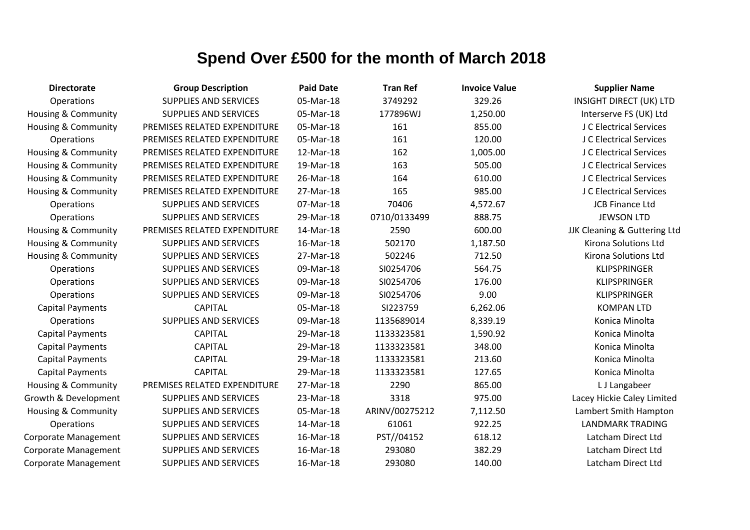# Spend Over £500 for the month of March 2018

| Directorate | Group Description | Paid Date | Tran Ref | Invoice Value | Supplier Name |
|---|---|---|---|---|---|
| Operations | SUPPLIES AND SERVICES | 05-Mar-18 | 3749292 | 329.26 | INSIGHT DIRECT (UK) LTD |
| Housing & Community | SUPPLIES AND SERVICES | 05-Mar-18 | 177896WJ | 1,250.00 | Interserve FS (UK) Ltd |
| Housing & Community | PREMISES RELATED EXPENDITURE | 05-Mar-18 | 161 | 855.00 | J C Electrical Services |
| Operations | PREMISES RELATED EXPENDITURE | 05-Mar-18 | 161 | 120.00 | J C Electrical Services |
| Housing & Community | PREMISES RELATED EXPENDITURE | 12-Mar-18 | 162 | 1,005.00 | J C Electrical Services |
| Housing & Community | PREMISES RELATED EXPENDITURE | 19-Mar-18 | 163 | 505.00 | J C Electrical Services |
| Housing & Community | PREMISES RELATED EXPENDITURE | 26-Mar-18 | 164 | 610.00 | J C Electrical Services |
| Housing & Community | PREMISES RELATED EXPENDITURE | 27-Mar-18 | 165 | 985.00 | J C Electrical Services |
| Operations | SUPPLIES AND SERVICES | 07-Mar-18 | 70406 | 4,572.67 | JCB Finance Ltd |
| Operations | SUPPLIES AND SERVICES | 29-Mar-18 | 0710/0133499 | 888.75 | JEWSON LTD |
| Housing & Community | PREMISES RELATED EXPENDITURE | 14-Mar-18 | 2590 | 600.00 | JJK Cleaning & Guttering Ltd |
| Housing & Community | SUPPLIES AND SERVICES | 16-Mar-18 | 502170 | 1,187.50 | Kirona Solutions Ltd |
| Housing & Community | SUPPLIES AND SERVICES | 27-Mar-18 | 502246 | 712.50 | Kirona Solutions Ltd |
| Operations | SUPPLIES AND SERVICES | 09-Mar-18 | SI0254706 | 564.75 | KLIPSPRINGER |
| Operations | SUPPLIES AND SERVICES | 09-Mar-18 | SI0254706 | 176.00 | KLIPSPRINGER |
| Operations | SUPPLIES AND SERVICES | 09-Mar-18 | SI0254706 | 9.00 | KLIPSPRINGER |
| Capital Payments | CAPITAL | 05-Mar-18 | SI223759 | 6,262.06 | KOMPAN LTD |
| Operations | SUPPLIES AND SERVICES | 09-Mar-18 | 1135689014 | 8,339.19 | Konica Minolta |
| Capital Payments | CAPITAL | 29-Mar-18 | 1133323581 | 1,590.92 | Konica Minolta |
| Capital Payments | CAPITAL | 29-Mar-18 | 1133323581 | 348.00 | Konica Minolta |
| Capital Payments | CAPITAL | 29-Mar-18 | 1133323581 | 213.60 | Konica Minolta |
| Capital Payments | CAPITAL | 29-Mar-18 | 1133323581 | 127.65 | Konica Minolta |
| Housing & Community | PREMISES RELATED EXPENDITURE | 27-Mar-18 | 2290 | 865.00 | L J Langabeer |
| Growth & Development | SUPPLIES AND SERVICES | 23-Mar-18 | 3318 | 975.00 | Lacey Hickie Caley Limited |
| Housing & Community | SUPPLIES AND SERVICES | 05-Mar-18 | ARINV/00275212 | 7,112.50 | Lambert Smith Hampton |
| Operations | SUPPLIES AND SERVICES | 14-Mar-18 | 61061 | 922.25 | LANDMARK TRADING |
| Corporate Management | SUPPLIES AND SERVICES | 16-Mar-18 | PST//04152 | 618.12 | Latcham Direct Ltd |
| Corporate Management | SUPPLIES AND SERVICES | 16-Mar-18 | 293080 | 382.29 | Latcham Direct Ltd |
| Corporate Management | SUPPLIES AND SERVICES | 16-Mar-18 | 293080 | 140.00 | Latcham Direct Ltd |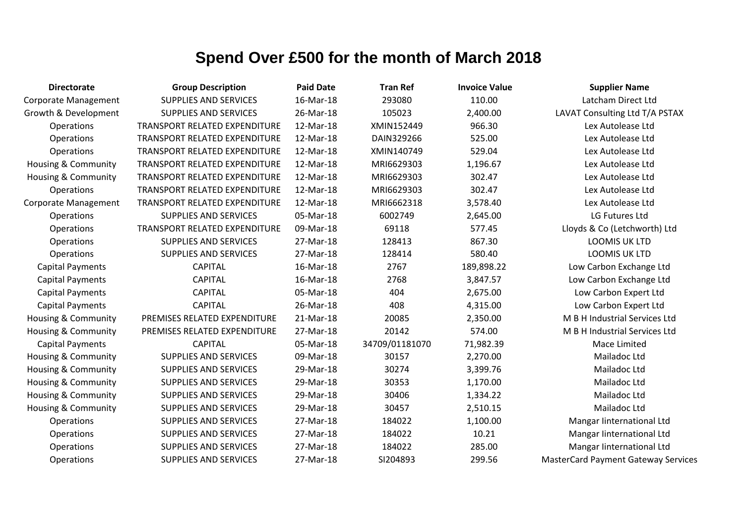# Spend Over £500 for the month of March 2018

| Directorate | Group Description | Paid Date | Tran Ref | Invoice Value | Supplier Name |
|---|---|---|---|---|---|
| Corporate Management | SUPPLIES AND SERVICES | 16-Mar-18 | 293080 | 110.00 | Latcham Direct Ltd |
| Growth & Development | SUPPLIES AND SERVICES | 26-Mar-18 | 105023 | 2,400.00 | LAVAT Consulting Ltd T/A PSTAX |
| Operations | TRANSPORT RELATED EXPENDITURE | 12-Mar-18 | XMIN152449 | 966.30 | Lex Autolease Ltd |
| Operations | TRANSPORT RELATED EXPENDITURE | 12-Mar-18 | DAIN329266 | 525.00 | Lex Autolease Ltd |
| Operations | TRANSPORT RELATED EXPENDITURE | 12-Mar-18 | XMIN140749 | 529.04 | Lex Autolease Ltd |
| Housing & Community | TRANSPORT RELATED EXPENDITURE | 12-Mar-18 | MRI6629303 | 1,196.67 | Lex Autolease Ltd |
| Housing & Community | TRANSPORT RELATED EXPENDITURE | 12-Mar-18 | MRI6629303 | 302.47 | Lex Autolease Ltd |
| Operations | TRANSPORT RELATED EXPENDITURE | 12-Mar-18 | MRI6629303 | 302.47 | Lex Autolease Ltd |
| Corporate Management | TRANSPORT RELATED EXPENDITURE | 12-Mar-18 | MRI6662318 | 3,578.40 | Lex Autolease Ltd |
| Operations | SUPPLIES AND SERVICES | 05-Mar-18 | 6002749 | 2,645.00 | LG Futures Ltd |
| Operations | TRANSPORT RELATED EXPENDITURE | 09-Mar-18 | 69118 | 577.45 | Lloyds & Co (Letchworth) Ltd |
| Operations | SUPPLIES AND SERVICES | 27-Mar-18 | 128413 | 867.30 | LOOMIS UK LTD |
| Operations | SUPPLIES AND SERVICES | 27-Mar-18 | 128414 | 580.40 | LOOMIS UK LTD |
| Capital Payments | CAPITAL | 16-Mar-18 | 2767 | 189,898.22 | Low Carbon Exchange Ltd |
| Capital Payments | CAPITAL | 16-Mar-18 | 2768 | 3,847.57 | Low Carbon Exchange Ltd |
| Capital Payments | CAPITAL | 05-Mar-18 | 404 | 2,675.00 | Low Carbon Expert Ltd |
| Capital Payments | CAPITAL | 26-Mar-18 | 408 | 4,315.00 | Low Carbon Expert Ltd |
| Housing & Community | PREMISES RELATED EXPENDITURE | 21-Mar-18 | 20085 | 2,350.00 | M B H Industrial Services Ltd |
| Housing & Community | PREMISES RELATED EXPENDITURE | 27-Mar-18 | 20142 | 574.00 | M B H Industrial Services Ltd |
| Capital Payments | CAPITAL | 05-Mar-18 | 34709/01181070 | 71,982.39 | Mace Limited |
| Housing & Community | SUPPLIES AND SERVICES | 09-Mar-18 | 30157 | 2,270.00 | Mailadoc Ltd |
| Housing & Community | SUPPLIES AND SERVICES | 29-Mar-18 | 30274 | 3,399.76 | Mailadoc Ltd |
| Housing & Community | SUPPLIES AND SERVICES | 29-Mar-18 | 30353 | 1,170.00 | Mailadoc Ltd |
| Housing & Community | SUPPLIES AND SERVICES | 29-Mar-18 | 30406 | 1,334.22 | Mailadoc Ltd |
| Housing & Community | SUPPLIES AND SERVICES | 29-Mar-18 | 30457 | 2,510.15 | Mailadoc Ltd |
| Operations | SUPPLIES AND SERVICES | 27-Mar-18 | 184022 | 1,100.00 | Mangar Iinternational Ltd |
| Operations | SUPPLIES AND SERVICES | 27-Mar-18 | 184022 | 10.21 | Mangar Iinternational Ltd |
| Operations | SUPPLIES AND SERVICES | 27-Mar-18 | 184022 | 285.00 | Mangar Iinternational Ltd |
| Operations | SUPPLIES AND SERVICES | 27-Mar-18 | SI204893 | 299.56 | MasterCard Payment Gateway Services |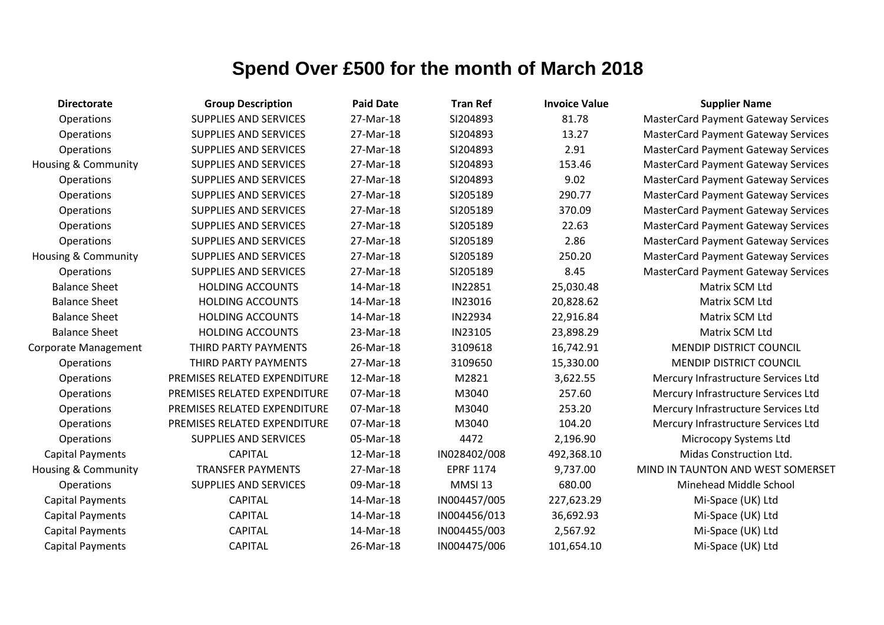# Spend Over £500 for the month of March 2018

| Directorate | Group Description | Paid Date | Tran Ref | Invoice Value | Supplier Name |
|---|---|---|---|---|---|
| Operations | SUPPLIES AND SERVICES | 27-Mar-18 | SI204893 | 81.78 | MasterCard Payment Gateway Services |
| Operations | SUPPLIES AND SERVICES | 27-Mar-18 | SI204893 | 13.27 | MasterCard Payment Gateway Services |
| Operations | SUPPLIES AND SERVICES | 27-Mar-18 | SI204893 | 2.91 | MasterCard Payment Gateway Services |
| Housing & Community | SUPPLIES AND SERVICES | 27-Mar-18 | SI204893 | 153.46 | MasterCard Payment Gateway Services |
| Operations | SUPPLIES AND SERVICES | 27-Mar-18 | SI204893 | 9.02 | MasterCard Payment Gateway Services |
| Operations | SUPPLIES AND SERVICES | 27-Mar-18 | SI205189 | 290.77 | MasterCard Payment Gateway Services |
| Operations | SUPPLIES AND SERVICES | 27-Mar-18 | SI205189 | 370.09 | MasterCard Payment Gateway Services |
| Operations | SUPPLIES AND SERVICES | 27-Mar-18 | SI205189 | 22.63 | MasterCard Payment Gateway Services |
| Operations | SUPPLIES AND SERVICES | 27-Mar-18 | SI205189 | 2.86 | MasterCard Payment Gateway Services |
| Housing & Community | SUPPLIES AND SERVICES | 27-Mar-18 | SI205189 | 250.20 | MasterCard Payment Gateway Services |
| Operations | SUPPLIES AND SERVICES | 27-Mar-18 | SI205189 | 8.45 | MasterCard Payment Gateway Services |
| Balance Sheet | HOLDING ACCOUNTS | 14-Mar-18 | IN22851 | 25,030.48 | Matrix SCM Ltd |
| Balance Sheet | HOLDING ACCOUNTS | 14-Mar-18 | IN23016 | 20,828.62 | Matrix SCM Ltd |
| Balance Sheet | HOLDING ACCOUNTS | 14-Mar-18 | IN22934 | 22,916.84 | Matrix SCM Ltd |
| Balance Sheet | HOLDING ACCOUNTS | 23-Mar-18 | IN23105 | 23,898.29 | Matrix SCM Ltd |
| Corporate Management | THIRD PARTY PAYMENTS | 26-Mar-18 | 3109618 | 16,742.91 | MENDIP DISTRICT COUNCIL |
| Operations | THIRD PARTY PAYMENTS | 27-Mar-18 | 3109650 | 15,330.00 | MENDIP DISTRICT COUNCIL |
| Operations | PREMISES RELATED EXPENDITURE | 12-Mar-18 | M2821 | 3,622.55 | Mercury Infrastructure Services Ltd |
| Operations | PREMISES RELATED EXPENDITURE | 07-Mar-18 | M3040 | 257.60 | Mercury Infrastructure Services Ltd |
| Operations | PREMISES RELATED EXPENDITURE | 07-Mar-18 | M3040 | 253.20 | Mercury Infrastructure Services Ltd |
| Operations | PREMISES RELATED EXPENDITURE | 07-Mar-18 | M3040 | 104.20 | Mercury Infrastructure Services Ltd |
| Operations | SUPPLIES AND SERVICES | 05-Mar-18 | 4472 | 2,196.90 | Microcopy Systems Ltd |
| Capital Payments | CAPITAL | 12-Mar-18 | IN028402/008 | 492,368.10 | Midas Construction Ltd. |
| Housing & Community | TRANSFER PAYMENTS | 27-Mar-18 | EPRF 1174 | 9,737.00 | MIND IN TAUNTON AND WEST SOMERSET |
| Operations | SUPPLIES AND SERVICES | 09-Mar-18 | MMSI 13 | 680.00 | Minehead Middle School |
| Capital Payments | CAPITAL | 14-Mar-18 | IN004457/005 | 227,623.29 | Mi-Space (UK) Ltd |
| Capital Payments | CAPITAL | 14-Mar-18 | IN004456/013 | 36,692.93 | Mi-Space (UK) Ltd |
| Capital Payments | CAPITAL | 14-Mar-18 | IN004455/003 | 2,567.92 | Mi-Space (UK) Ltd |
| Capital Payments | CAPITAL | 26-Mar-18 | IN004475/006 | 101,654.10 | Mi-Space (UK) Ltd |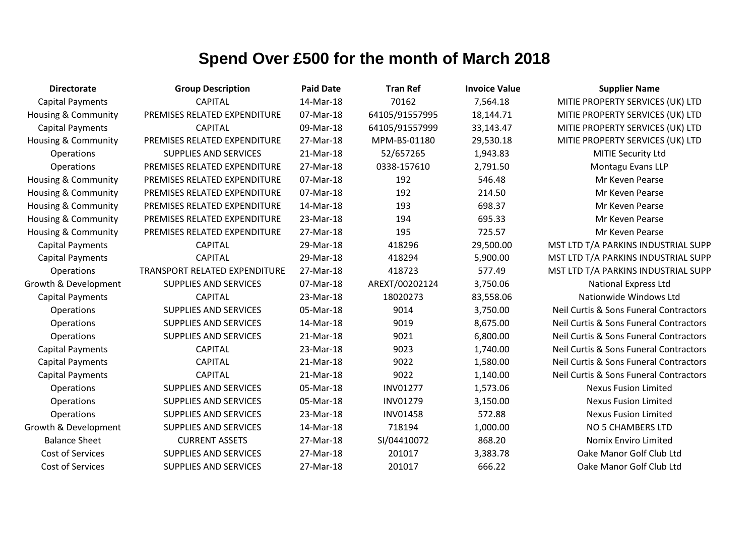# Spend Over £500 for the month of March 2018

| Directorate | Group Description | Paid Date | Tran Ref | Invoice Value | Supplier Name |
|---|---|---|---|---|---|
| Capital Payments | CAPITAL | 14-Mar-18 | 70162 | 7,564.18 | MITIE PROPERTY SERVICES (UK) LTD |
| Housing & Community | PREMISES RELATED EXPENDITURE | 07-Mar-18 | 64105/91557995 | 18,144.71 | MITIE PROPERTY SERVICES (UK) LTD |
| Capital Payments | CAPITAL | 09-Mar-18 | 64105/91557999 | 33,143.47 | MITIE PROPERTY SERVICES (UK) LTD |
| Housing & Community | PREMISES RELATED EXPENDITURE | 27-Mar-18 | MPM-BS-01180 | 29,530.18 | MITIE PROPERTY SERVICES (UK) LTD |
| Operations | SUPPLIES AND SERVICES | 21-Mar-18 | 52/657265 | 1,943.83 | MITIE Security Ltd |
| Operations | PREMISES RELATED EXPENDITURE | 27-Mar-18 | 0338-157610 | 2,791.50 | Montagu Evans LLP |
| Housing & Community | PREMISES RELATED EXPENDITURE | 07-Mar-18 | 192 | 546.48 | Mr Keven Pearse |
| Housing & Community | PREMISES RELATED EXPENDITURE | 07-Mar-18 | 192 | 214.50 | Mr Keven Pearse |
| Housing & Community | PREMISES RELATED EXPENDITURE | 14-Mar-18 | 193 | 698.37 | Mr Keven Pearse |
| Housing & Community | PREMISES RELATED EXPENDITURE | 23-Mar-18 | 194 | 695.33 | Mr Keven Pearse |
| Housing & Community | PREMISES RELATED EXPENDITURE | 27-Mar-18 | 195 | 725.57 | Mr Keven Pearse |
| Capital Payments | CAPITAL | 29-Mar-18 | 418296 | 29,500.00 | MST LTD T/A PARKINS INDUSTRIAL SUPP |
| Capital Payments | CAPITAL | 29-Mar-18 | 418294 | 5,900.00 | MST LTD T/A PARKINS INDUSTRIAL SUPP |
| Operations | TRANSPORT RELATED EXPENDITURE | 27-Mar-18 | 418723 | 577.49 | MST LTD T/A PARKINS INDUSTRIAL SUPP |
| Growth & Development | SUPPLIES AND SERVICES | 07-Mar-18 | AREXT/00202124 | 3,750.06 | National Express Ltd |
| Capital Payments | CAPITAL | 23-Mar-18 | 18020273 | 83,558.06 | Nationwide Windows Ltd |
| Operations | SUPPLIES AND SERVICES | 05-Mar-18 | 9014 | 3,750.00 | Neil Curtis & Sons Funeral Contractors |
| Operations | SUPPLIES AND SERVICES | 14-Mar-18 | 9019 | 8,675.00 | Neil Curtis & Sons Funeral Contractors |
| Operations | SUPPLIES AND SERVICES | 21-Mar-18 | 9021 | 6,800.00 | Neil Curtis & Sons Funeral Contractors |
| Capital Payments | CAPITAL | 23-Mar-18 | 9023 | 1,740.00 | Neil Curtis & Sons Funeral Contractors |
| Capital Payments | CAPITAL | 21-Mar-18 | 9022 | 1,580.00 | Neil Curtis & Sons Funeral Contractors |
| Capital Payments | CAPITAL | 21-Mar-18 | 9022 | 1,140.00 | Neil Curtis & Sons Funeral Contractors |
| Operations | SUPPLIES AND SERVICES | 05-Mar-18 | INV01277 | 1,573.06 | Nexus Fusion Limited |
| Operations | SUPPLIES AND SERVICES | 05-Mar-18 | INV01279 | 3,150.00 | Nexus Fusion Limited |
| Operations | SUPPLIES AND SERVICES | 23-Mar-18 | INV01458 | 572.88 | Nexus Fusion Limited |
| Growth & Development | SUPPLIES AND SERVICES | 14-Mar-18 | 718194 | 1,000.00 | NO 5 CHAMBERS LTD |
| Balance Sheet | CURRENT ASSETS | 27-Mar-18 | SI/04410072 | 868.20 | Nomix Enviro Limited |
| Cost of Services | SUPPLIES AND SERVICES | 27-Mar-18 | 201017 | 3,383.78 | Oake Manor Golf Club Ltd |
| Cost of Services | SUPPLIES AND SERVICES | 27-Mar-18 | 201017 | 666.22 | Oake Manor Golf Club Ltd |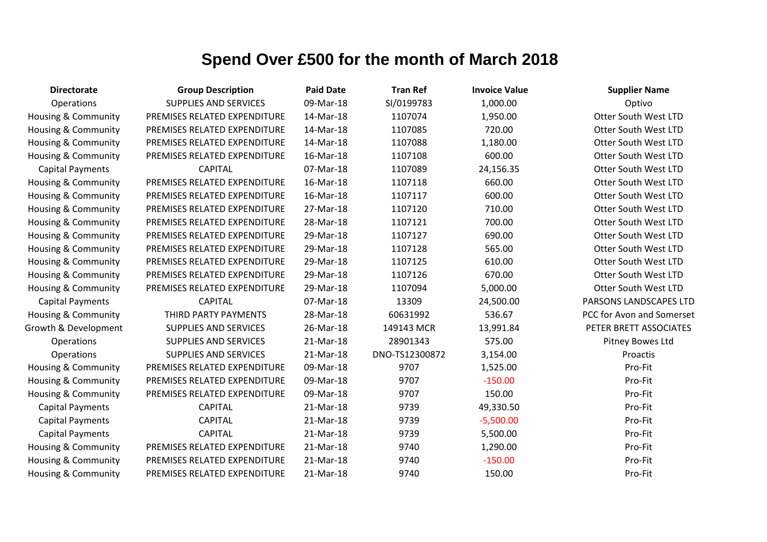# Spend Over £500 for the month of March 2018

| Directorate | Group Description | Paid Date | Tran Ref | Invoice Value | Supplier Name |
|---|---|---|---|---|---|
| Operations | SUPPLIES AND SERVICES | 09-Mar-18 | SI/0199783 | 1,000.00 | Optivo |
| Housing & Community | PREMISES RELATED EXPENDITURE | 14-Mar-18 | 1107074 | 1,950.00 | Otter South West LTD |
| Housing & Community | PREMISES RELATED EXPENDITURE | 14-Mar-18 | 1107085 | 720.00 | Otter South West LTD |
| Housing & Community | PREMISES RELATED EXPENDITURE | 14-Mar-18 | 1107088 | 1,180.00 | Otter South West LTD |
| Housing & Community | PREMISES RELATED EXPENDITURE | 16-Mar-18 | 1107108 | 600.00 | Otter South West LTD |
| Capital Payments | CAPITAL | 07-Mar-18 | 1107089 | 24,156.35 | Otter South West LTD |
| Housing & Community | PREMISES RELATED EXPENDITURE | 16-Mar-18 | 1107118 | 660.00 | Otter South West LTD |
| Housing & Community | PREMISES RELATED EXPENDITURE | 16-Mar-18 | 1107117 | 600.00 | Otter South West LTD |
| Housing & Community | PREMISES RELATED EXPENDITURE | 27-Mar-18 | 1107120 | 710.00 | Otter South West LTD |
| Housing & Community | PREMISES RELATED EXPENDITURE | 28-Mar-18 | 1107121 | 700.00 | Otter South West LTD |
| Housing & Community | PREMISES RELATED EXPENDITURE | 29-Mar-18 | 1107127 | 690.00 | Otter South West LTD |
| Housing & Community | PREMISES RELATED EXPENDITURE | 29-Mar-18 | 1107128 | 565.00 | Otter South West LTD |
| Housing & Community | PREMISES RELATED EXPENDITURE | 29-Mar-18 | 1107125 | 610.00 | Otter South West LTD |
| Housing & Community | PREMISES RELATED EXPENDITURE | 29-Mar-18 | 1107126 | 670.00 | Otter South West LTD |
| Housing & Community | PREMISES RELATED EXPENDITURE | 29-Mar-18 | 1107094 | 5,000.00 | Otter South West LTD |
| Capital Payments | CAPITAL | 07-Mar-18 | 13309 | 24,500.00 | PARSONS LANDSCAPES LTD |
| Housing & Community | THIRD PARTY PAYMENTS | 28-Mar-18 | 60631992 | 536.67 | PCC for Avon and Somerset |
| Growth & Development | SUPPLIES AND SERVICES | 26-Mar-18 | 149143 MCR | 13,991.84 | PETER BRETT ASSOCIATES |
| Operations | SUPPLIES AND SERVICES | 21-Mar-18 | 28901343 | 575.00 | Pitney Bowes Ltd |
| Operations | SUPPLIES AND SERVICES | 21-Mar-18 | DNO-TS12300872 | 3,154.00 | Proactis |
| Housing & Community | PREMISES RELATED EXPENDITURE | 09-Mar-18 | 9707 | 1,525.00 | Pro-Fit |
| Housing & Community | PREMISES RELATED EXPENDITURE | 09-Mar-18 | 9707 | -150.00 | Pro-Fit |
| Housing & Community | PREMISES RELATED EXPENDITURE | 09-Mar-18 | 9707 | 150.00 | Pro-Fit |
| Capital Payments | CAPITAL | 21-Mar-18 | 9739 | 49,330.50 | Pro-Fit |
| Capital Payments | CAPITAL | 21-Mar-18 | 9739 | -5,500.00 | Pro-Fit |
| Capital Payments | CAPITAL | 21-Mar-18 | 9739 | 5,500.00 | Pro-Fit |
| Housing & Community | PREMISES RELATED EXPENDITURE | 21-Mar-18 | 9740 | 1,290.00 | Pro-Fit |
| Housing & Community | PREMISES RELATED EXPENDITURE | 21-Mar-18 | 9740 | -150.00 | Pro-Fit |
| Housing & Community | PREMISES RELATED EXPENDITURE | 21-Mar-18 | 9740 | 150.00 | Pro-Fit |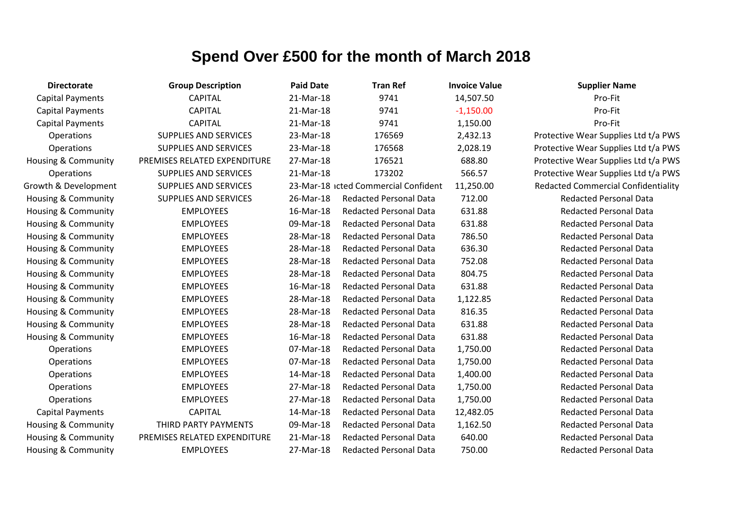# Spend Over £500 for the month of March 2018

| Directorate | Group Description | Paid Date | Tran Ref | Invoice Value | Supplier Name |
|---|---|---|---|---|---|
| Capital Payments | CAPITAL | 21-Mar-18 | 9741 | 14,507.50 | Pro-Fit |
| Capital Payments | CAPITAL | 21-Mar-18 | 9741 | -1,150.00 | Pro-Fit |
| Capital Payments | CAPITAL | 21-Mar-18 | 9741 | 1,150.00 | Pro-Fit |
| Operations | SUPPLIES AND SERVICES | 23-Mar-18 | 176569 | 2,432.13 | Protective Wear Supplies Ltd t/a PWS |
| Operations | SUPPLIES AND SERVICES | 23-Mar-18 | 176568 | 2,028.19 | Protective Wear Supplies Ltd t/a PWS |
| Housing & Community | PREMISES RELATED EXPENDITURE | 27-Mar-18 | 176521 | 688.80 | Protective Wear Supplies Ltd t/a PWS |
| Operations | SUPPLIES AND SERVICES | 21-Mar-18 | 173202 | 566.57 | Protective Wear Supplies Ltd t/a PWS |
| Growth & Development | SUPPLIES AND SERVICES | 23-Mar-18 | ıcted Commercial Confident | 11,250.00 | Redacted Commercial Confidentiality |
| Housing & Community | SUPPLIES AND SERVICES | 26-Mar-18 | Redacted Personal Data | 712.00 | Redacted Personal Data |
| Housing & Community | EMPLOYEES | 16-Mar-18 | Redacted Personal Data | 631.88 | Redacted Personal Data |
| Housing & Community | EMPLOYEES | 09-Mar-18 | Redacted Personal Data | 631.88 | Redacted Personal Data |
| Housing & Community | EMPLOYEES | 28-Mar-18 | Redacted Personal Data | 786.50 | Redacted Personal Data |
| Housing & Community | EMPLOYEES | 28-Mar-18 | Redacted Personal Data | 636.30 | Redacted Personal Data |
| Housing & Community | EMPLOYEES | 28-Mar-18 | Redacted Personal Data | 752.08 | Redacted Personal Data |
| Housing & Community | EMPLOYEES | 28-Mar-18 | Redacted Personal Data | 804.75 | Redacted Personal Data |
| Housing & Community | EMPLOYEES | 16-Mar-18 | Redacted Personal Data | 631.88 | Redacted Personal Data |
| Housing & Community | EMPLOYEES | 28-Mar-18 | Redacted Personal Data | 1,122.85 | Redacted Personal Data |
| Housing & Community | EMPLOYEES | 28-Mar-18 | Redacted Personal Data | 816.35 | Redacted Personal Data |
| Housing & Community | EMPLOYEES | 28-Mar-18 | Redacted Personal Data | 631.88 | Redacted Personal Data |
| Housing & Community | EMPLOYEES | 16-Mar-18 | Redacted Personal Data | 631.88 | Redacted Personal Data |
| Operations | EMPLOYEES | 07-Mar-18 | Redacted Personal Data | 1,750.00 | Redacted Personal Data |
| Operations | EMPLOYEES | 07-Mar-18 | Redacted Personal Data | 1,750.00 | Redacted Personal Data |
| Operations | EMPLOYEES | 14-Mar-18 | Redacted Personal Data | 1,400.00 | Redacted Personal Data |
| Operations | EMPLOYEES | 27-Mar-18 | Redacted Personal Data | 1,750.00 | Redacted Personal Data |
| Operations | EMPLOYEES | 27-Mar-18 | Redacted Personal Data | 1,750.00 | Redacted Personal Data |
| Capital Payments | CAPITAL | 14-Mar-18 | Redacted Personal Data | 12,482.05 | Redacted Personal Data |
| Housing & Community | THIRD PARTY PAYMENTS | 09-Mar-18 | Redacted Personal Data | 1,162.50 | Redacted Personal Data |
| Housing & Community | PREMISES RELATED EXPENDITURE | 21-Mar-18 | Redacted Personal Data | 640.00 | Redacted Personal Data |
| Housing & Community | EMPLOYEES | 27-Mar-18 | Redacted Personal Data | 750.00 | Redacted Personal Data |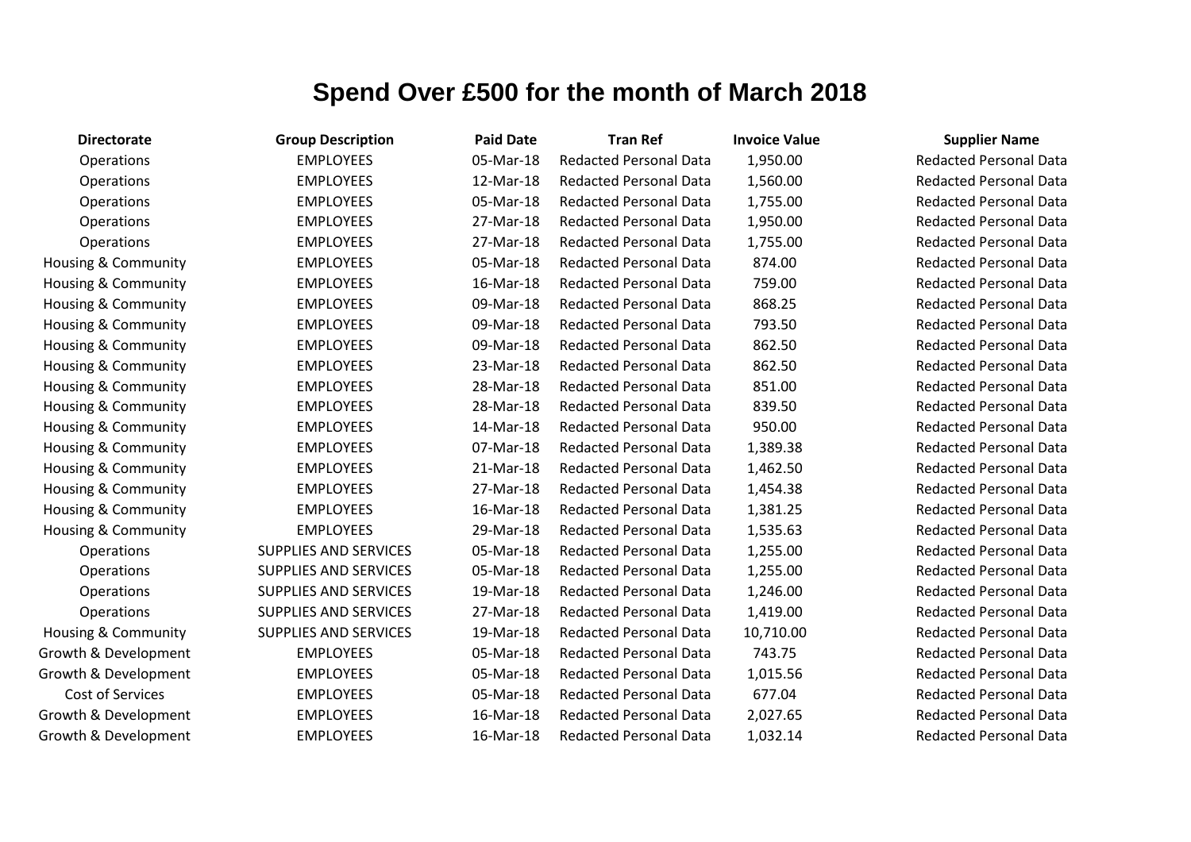# Spend Over £500 for the month of March 2018

| Directorate | Group Description | Paid Date | Tran Ref | Invoice Value | Supplier Name |
|---|---|---|---|---|---|
| Operations | EMPLOYEES | 05-Mar-18 | Redacted Personal Data | 1,950.00 | Redacted Personal Data |
| Operations | EMPLOYEES | 12-Mar-18 | Redacted Personal Data | 1,560.00 | Redacted Personal Data |
| Operations | EMPLOYEES | 05-Mar-18 | Redacted Personal Data | 1,755.00 | Redacted Personal Data |
| Operations | EMPLOYEES | 27-Mar-18 | Redacted Personal Data | 1,950.00 | Redacted Personal Data |
| Operations | EMPLOYEES | 27-Mar-18 | Redacted Personal Data | 1,755.00 | Redacted Personal Data |
| Housing & Community | EMPLOYEES | 05-Mar-18 | Redacted Personal Data | 874.00 | Redacted Personal Data |
| Housing & Community | EMPLOYEES | 16-Mar-18 | Redacted Personal Data | 759.00 | Redacted Personal Data |
| Housing & Community | EMPLOYEES | 09-Mar-18 | Redacted Personal Data | 868.25 | Redacted Personal Data |
| Housing & Community | EMPLOYEES | 09-Mar-18 | Redacted Personal Data | 793.50 | Redacted Personal Data |
| Housing & Community | EMPLOYEES | 09-Mar-18 | Redacted Personal Data | 862.50 | Redacted Personal Data |
| Housing & Community | EMPLOYEES | 23-Mar-18 | Redacted Personal Data | 862.50 | Redacted Personal Data |
| Housing & Community | EMPLOYEES | 28-Mar-18 | Redacted Personal Data | 851.00 | Redacted Personal Data |
| Housing & Community | EMPLOYEES | 28-Mar-18 | Redacted Personal Data | 839.50 | Redacted Personal Data |
| Housing & Community | EMPLOYEES | 14-Mar-18 | Redacted Personal Data | 950.00 | Redacted Personal Data |
| Housing & Community | EMPLOYEES | 07-Mar-18 | Redacted Personal Data | 1,389.38 | Redacted Personal Data |
| Housing & Community | EMPLOYEES | 21-Mar-18 | Redacted Personal Data | 1,462.50 | Redacted Personal Data |
| Housing & Community | EMPLOYEES | 27-Mar-18 | Redacted Personal Data | 1,454.38 | Redacted Personal Data |
| Housing & Community | EMPLOYEES | 16-Mar-18 | Redacted Personal Data | 1,381.25 | Redacted Personal Data |
| Housing & Community | EMPLOYEES | 29-Mar-18 | Redacted Personal Data | 1,535.63 | Redacted Personal Data |
| Operations | SUPPLIES AND SERVICES | 05-Mar-18 | Redacted Personal Data | 1,255.00 | Redacted Personal Data |
| Operations | SUPPLIES AND SERVICES | 05-Mar-18 | Redacted Personal Data | 1,255.00 | Redacted Personal Data |
| Operations | SUPPLIES AND SERVICES | 19-Mar-18 | Redacted Personal Data | 1,246.00 | Redacted Personal Data |
| Operations | SUPPLIES AND SERVICES | 27-Mar-18 | Redacted Personal Data | 1,419.00 | Redacted Personal Data |
| Housing & Community | SUPPLIES AND SERVICES | 19-Mar-18 | Redacted Personal Data | 10,710.00 | Redacted Personal Data |
| Growth & Development | EMPLOYEES | 05-Mar-18 | Redacted Personal Data | 743.75 | Redacted Personal Data |
| Growth & Development | EMPLOYEES | 05-Mar-18 | Redacted Personal Data | 1,015.56 | Redacted Personal Data |
| Cost of Services | EMPLOYEES | 05-Mar-18 | Redacted Personal Data | 677.04 | Redacted Personal Data |
| Growth & Development | EMPLOYEES | 16-Mar-18 | Redacted Personal Data | 2,027.65 | Redacted Personal Data |
| Growth & Development | EMPLOYEES | 16-Mar-18 | Redacted Personal Data | 1,032.14 | Redacted Personal Data |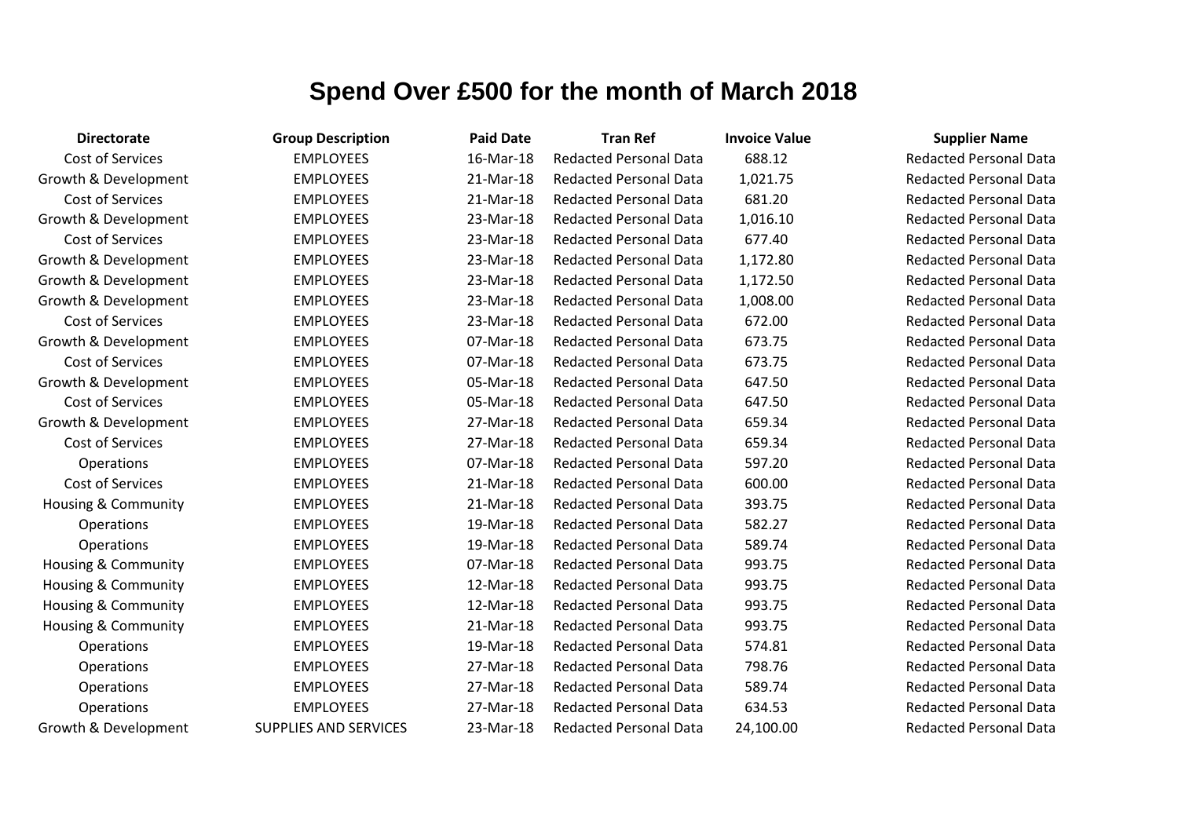# Spend Over £500 for the month of March 2018

| Directorate | Group Description | Paid Date | Tran Ref | Invoice Value | Supplier Name |
|---|---|---|---|---|---|
| Cost of Services | EMPLOYEES | 16-Mar-18 | Redacted Personal Data | 688.12 | Redacted Personal Data |
| Growth & Development | EMPLOYEES | 21-Mar-18 | Redacted Personal Data | 1,021.75 | Redacted Personal Data |
| Cost of Services | EMPLOYEES | 21-Mar-18 | Redacted Personal Data | 681.20 | Redacted Personal Data |
| Growth & Development | EMPLOYEES | 23-Mar-18 | Redacted Personal Data | 1,016.10 | Redacted Personal Data |
| Cost of Services | EMPLOYEES | 23-Mar-18 | Redacted Personal Data | 677.40 | Redacted Personal Data |
| Growth & Development | EMPLOYEES | 23-Mar-18 | Redacted Personal Data | 1,172.80 | Redacted Personal Data |
| Growth & Development | EMPLOYEES | 23-Mar-18 | Redacted Personal Data | 1,172.50 | Redacted Personal Data |
| Growth & Development | EMPLOYEES | 23-Mar-18 | Redacted Personal Data | 1,008.00 | Redacted Personal Data |
| Cost of Services | EMPLOYEES | 23-Mar-18 | Redacted Personal Data | 672.00 | Redacted Personal Data |
| Growth & Development | EMPLOYEES | 07-Mar-18 | Redacted Personal Data | 673.75 | Redacted Personal Data |
| Cost of Services | EMPLOYEES | 07-Mar-18 | Redacted Personal Data | 673.75 | Redacted Personal Data |
| Growth & Development | EMPLOYEES | 05-Mar-18 | Redacted Personal Data | 647.50 | Redacted Personal Data |
| Cost of Services | EMPLOYEES | 05-Mar-18 | Redacted Personal Data | 647.50 | Redacted Personal Data |
| Growth & Development | EMPLOYEES | 27-Mar-18 | Redacted Personal Data | 659.34 | Redacted Personal Data |
| Cost of Services | EMPLOYEES | 27-Mar-18 | Redacted Personal Data | 659.34 | Redacted Personal Data |
| Operations | EMPLOYEES | 07-Mar-18 | Redacted Personal Data | 597.20 | Redacted Personal Data |
| Cost of Services | EMPLOYEES | 21-Mar-18 | Redacted Personal Data | 600.00 | Redacted Personal Data |
| Housing & Community | EMPLOYEES | 21-Mar-18 | Redacted Personal Data | 393.75 | Redacted Personal Data |
| Operations | EMPLOYEES | 19-Mar-18 | Redacted Personal Data | 582.27 | Redacted Personal Data |
| Operations | EMPLOYEES | 19-Mar-18 | Redacted Personal Data | 589.74 | Redacted Personal Data |
| Housing & Community | EMPLOYEES | 07-Mar-18 | Redacted Personal Data | 993.75 | Redacted Personal Data |
| Housing & Community | EMPLOYEES | 12-Mar-18 | Redacted Personal Data | 993.75 | Redacted Personal Data |
| Housing & Community | EMPLOYEES | 12-Mar-18 | Redacted Personal Data | 993.75 | Redacted Personal Data |
| Housing & Community | EMPLOYEES | 21-Mar-18 | Redacted Personal Data | 993.75 | Redacted Personal Data |
| Operations | EMPLOYEES | 19-Mar-18 | Redacted Personal Data | 574.81 | Redacted Personal Data |
| Operations | EMPLOYEES | 27-Mar-18 | Redacted Personal Data | 798.76 | Redacted Personal Data |
| Operations | EMPLOYEES | 27-Mar-18 | Redacted Personal Data | 589.74 | Redacted Personal Data |
| Operations | EMPLOYEES | 27-Mar-18 | Redacted Personal Data | 634.53 | Redacted Personal Data |
| Growth & Development | SUPPLIES AND SERVICES | 23-Mar-18 | Redacted Personal Data | 24,100.00 | Redacted Personal Data |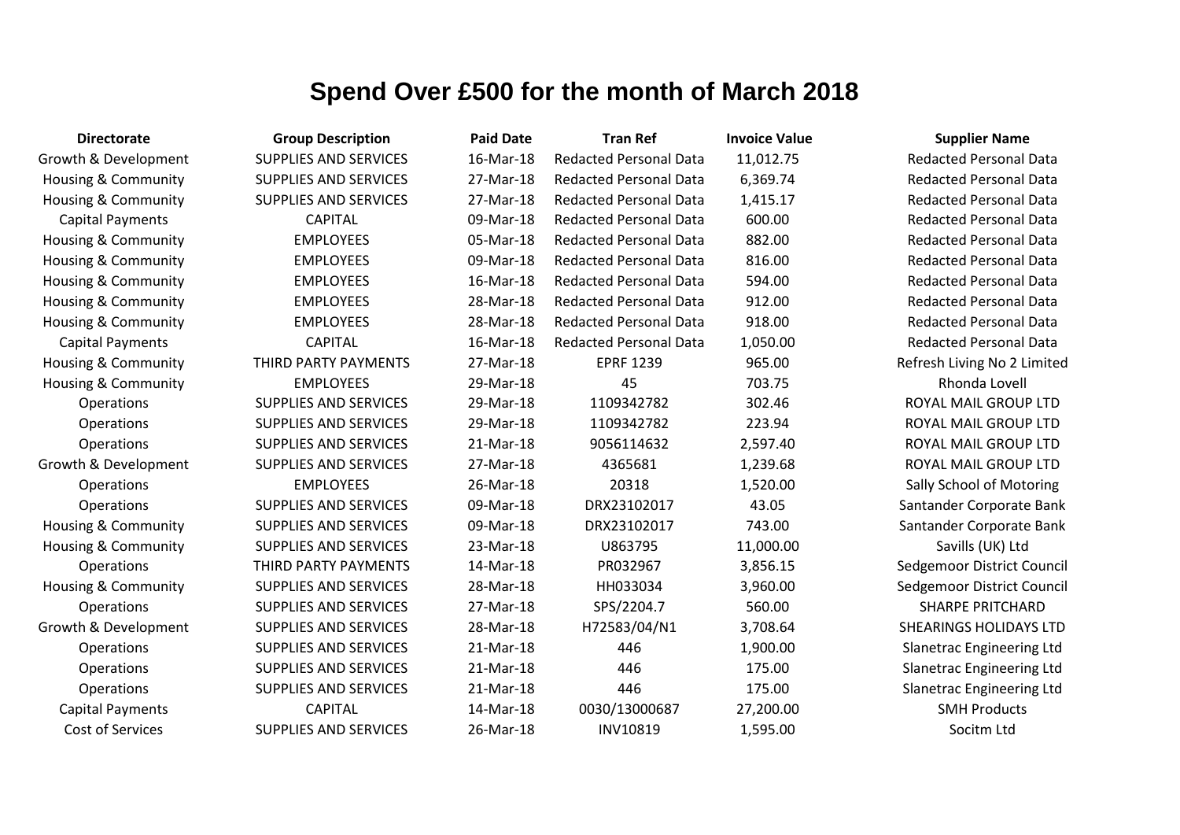# Spend Over £500 for the month of March 2018

| Directorate | Group Description | Paid Date | Tran Ref | Invoice Value | Supplier Name |
|---|---|---|---|---|---|
| Growth & Development | SUPPLIES AND SERVICES | 16-Mar-18 | Redacted Personal Data | 11,012.75 | Redacted Personal Data |
| Housing & Community | SUPPLIES AND SERVICES | 27-Mar-18 | Redacted Personal Data | 6,369.74 | Redacted Personal Data |
| Housing & Community | SUPPLIES AND SERVICES | 27-Mar-18 | Redacted Personal Data | 1,415.17 | Redacted Personal Data |
| Capital Payments | CAPITAL | 09-Mar-18 | Redacted Personal Data | 600.00 | Redacted Personal Data |
| Housing & Community | EMPLOYEES | 05-Mar-18 | Redacted Personal Data | 882.00 | Redacted Personal Data |
| Housing & Community | EMPLOYEES | 09-Mar-18 | Redacted Personal Data | 816.00 | Redacted Personal Data |
| Housing & Community | EMPLOYEES | 16-Mar-18 | Redacted Personal Data | 594.00 | Redacted Personal Data |
| Housing & Community | EMPLOYEES | 28-Mar-18 | Redacted Personal Data | 912.00 | Redacted Personal Data |
| Housing & Community | EMPLOYEES | 28-Mar-18 | Redacted Personal Data | 918.00 | Redacted Personal Data |
| Capital Payments | CAPITAL | 16-Mar-18 | Redacted Personal Data | 1,050.00 | Redacted Personal Data |
| Housing & Community | THIRD PARTY PAYMENTS | 27-Mar-18 | EPRF 1239 | 965.00 | Refresh Living No 2 Limited |
| Housing & Community | EMPLOYEES | 29-Mar-18 | 45 | 703.75 | Rhonda Lovell |
| Operations | SUPPLIES AND SERVICES | 29-Mar-18 | 1109342782 | 302.46 | ROYAL MAIL GROUP LTD |
| Operations | SUPPLIES AND SERVICES | 29-Mar-18 | 1109342782 | 223.94 | ROYAL MAIL GROUP LTD |
| Operations | SUPPLIES AND SERVICES | 21-Mar-18 | 9056114632 | 2,597.40 | ROYAL MAIL GROUP LTD |
| Growth & Development | SUPPLIES AND SERVICES | 27-Mar-18 | 4365681 | 1,239.68 | ROYAL MAIL GROUP LTD |
| Operations | EMPLOYEES | 26-Mar-18 | 20318 | 1,520.00 | Sally School of Motoring |
| Operations | SUPPLIES AND SERVICES | 09-Mar-18 | DRX23102017 | 43.05 | Santander Corporate Bank |
| Housing & Community | SUPPLIES AND SERVICES | 09-Mar-18 | DRX23102017 | 743.00 | Santander Corporate Bank |
| Housing & Community | SUPPLIES AND SERVICES | 23-Mar-18 | U863795 | 11,000.00 | Savills (UK) Ltd |
| Operations | THIRD PARTY PAYMENTS | 14-Mar-18 | PR032967 | 3,856.15 | Sedgemoor District Council |
| Housing & Community | SUPPLIES AND SERVICES | 28-Mar-18 | HH033034 | 3,960.00 | Sedgemoor District Council |
| Operations | SUPPLIES AND SERVICES | 27-Mar-18 | SPS/2204.7 | 560.00 | SHARPE PRITCHARD |
| Growth & Development | SUPPLIES AND SERVICES | 28-Mar-18 | H72583/04/N1 | 3,708.64 | SHEARINGS HOLIDAYS LTD |
| Operations | SUPPLIES AND SERVICES | 21-Mar-18 | 446 | 1,900.00 | Slanetrac Engineering Ltd |
| Operations | SUPPLIES AND SERVICES | 21-Mar-18 | 446 | 175.00 | Slanetrac Engineering Ltd |
| Operations | SUPPLIES AND SERVICES | 21-Mar-18 | 446 | 175.00 | Slanetrac Engineering Ltd |
| Capital Payments | CAPITAL | 14-Mar-18 | 0030/13000687 | 27,200.00 | SMH Products |
| Cost of Services | SUPPLIES AND SERVICES | 26-Mar-18 | INV10819 | 1,595.00 | Socitm Ltd |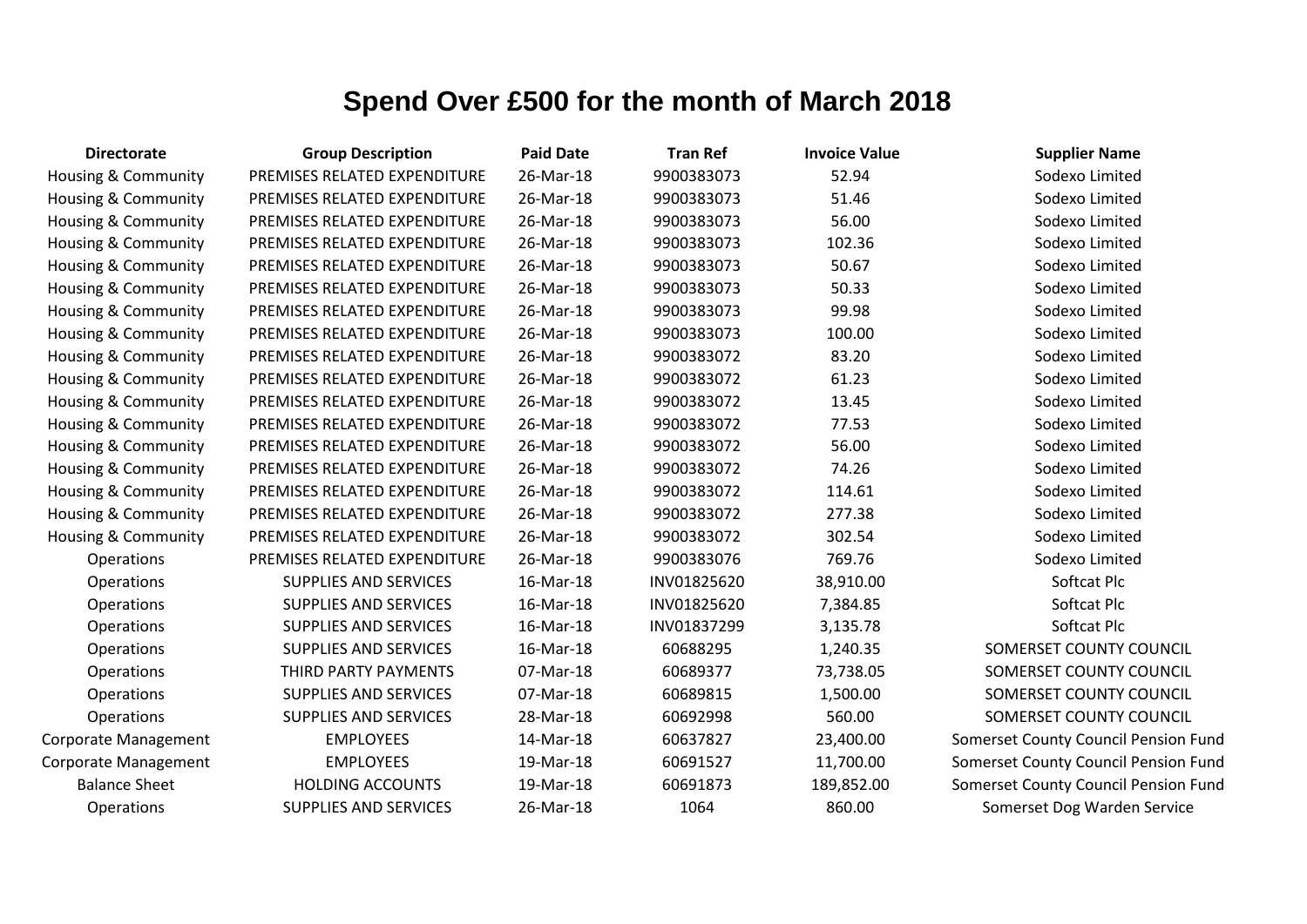# Spend Over £500 for the month of March 2018

| Directorate | Group Description | Paid Date | Tran Ref | Invoice Value | Supplier Name |
|---|---|---|---|---|---|
| Housing & Community | PREMISES RELATED EXPENDITURE | 26-Mar-18 | 9900383073 | 52.94 | Sodexo Limited |
| Housing & Community | PREMISES RELATED EXPENDITURE | 26-Mar-18 | 9900383073 | 51.46 | Sodexo Limited |
| Housing & Community | PREMISES RELATED EXPENDITURE | 26-Mar-18 | 9900383073 | 56.00 | Sodexo Limited |
| Housing & Community | PREMISES RELATED EXPENDITURE | 26-Mar-18 | 9900383073 | 102.36 | Sodexo Limited |
| Housing & Community | PREMISES RELATED EXPENDITURE | 26-Mar-18 | 9900383073 | 50.67 | Sodexo Limited |
| Housing & Community | PREMISES RELATED EXPENDITURE | 26-Mar-18 | 9900383073 | 50.33 | Sodexo Limited |
| Housing & Community | PREMISES RELATED EXPENDITURE | 26-Mar-18 | 9900383073 | 99.98 | Sodexo Limited |
| Housing & Community | PREMISES RELATED EXPENDITURE | 26-Mar-18 | 9900383073 | 100.00 | Sodexo Limited |
| Housing & Community | PREMISES RELATED EXPENDITURE | 26-Mar-18 | 9900383072 | 83.20 | Sodexo Limited |
| Housing & Community | PREMISES RELATED EXPENDITURE | 26-Mar-18 | 9900383072 | 61.23 | Sodexo Limited |
| Housing & Community | PREMISES RELATED EXPENDITURE | 26-Mar-18 | 9900383072 | 13.45 | Sodexo Limited |
| Housing & Community | PREMISES RELATED EXPENDITURE | 26-Mar-18 | 9900383072 | 77.53 | Sodexo Limited |
| Housing & Community | PREMISES RELATED EXPENDITURE | 26-Mar-18 | 9900383072 | 56.00 | Sodexo Limited |
| Housing & Community | PREMISES RELATED EXPENDITURE | 26-Mar-18 | 9900383072 | 74.26 | Sodexo Limited |
| Housing & Community | PREMISES RELATED EXPENDITURE | 26-Mar-18 | 9900383072 | 114.61 | Sodexo Limited |
| Housing & Community | PREMISES RELATED EXPENDITURE | 26-Mar-18 | 9900383072 | 277.38 | Sodexo Limited |
| Housing & Community | PREMISES RELATED EXPENDITURE | 26-Mar-18 | 9900383072 | 302.54 | Sodexo Limited |
| Operations | PREMISES RELATED EXPENDITURE | 26-Mar-18 | 9900383076 | 769.76 | Sodexo Limited |
| Operations | SUPPLIES AND SERVICES | 16-Mar-18 | INV01825620 | 38,910.00 | Softcat Plc |
| Operations | SUPPLIES AND SERVICES | 16-Mar-18 | INV01825620 | 7,384.85 | Softcat Plc |
| Operations | SUPPLIES AND SERVICES | 16-Mar-18 | INV01837299 | 3,135.78 | Softcat Plc |
| Operations | SUPPLIES AND SERVICES | 16-Mar-18 | 60688295 | 1,240.35 | SOMERSET COUNTY COUNCIL |
| Operations | THIRD PARTY PAYMENTS | 07-Mar-18 | 60689377 | 73,738.05 | SOMERSET COUNTY COUNCIL |
| Operations | SUPPLIES AND SERVICES | 07-Mar-18 | 60689815 | 1,500.00 | SOMERSET COUNTY COUNCIL |
| Operations | SUPPLIES AND SERVICES | 28-Mar-18 | 60692998 | 560.00 | SOMERSET COUNTY COUNCIL |
| Corporate Management | EMPLOYEES | 14-Mar-18 | 60637827 | 23,400.00 | Somerset County Council Pension Fund |
| Corporate Management | EMPLOYEES | 19-Mar-18 | 60691527 | 11,700.00 | Somerset County Council Pension Fund |
| Balance Sheet | HOLDING ACCOUNTS | 19-Mar-18 | 60691873 | 189,852.00 | Somerset County Council Pension Fund |
| Operations | SUPPLIES AND SERVICES | 26-Mar-18 | 1064 | 860.00 | Somerset Dog Warden Service |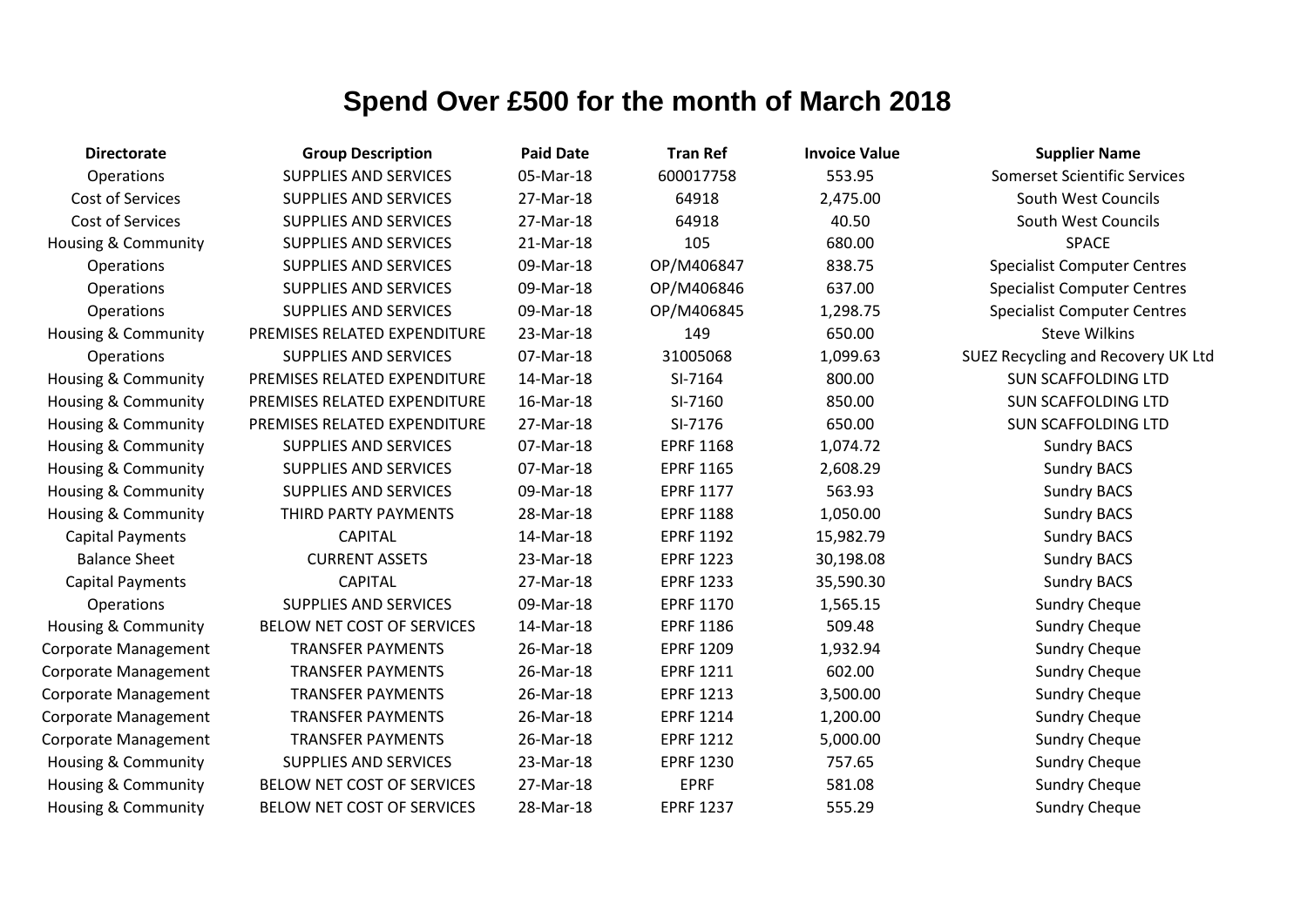# Spend Over £500 for the month of March 2018

| Directorate | Group Description | Paid Date | Tran Ref | Invoice Value | Supplier Name |
|---|---|---|---|---|---|
| Operations | SUPPLIES AND SERVICES | 05-Mar-18 | 600017758 | 553.95 | Somerset Scientific Services |
| Cost of Services | SUPPLIES AND SERVICES | 27-Mar-18 | 64918 | 2,475.00 | South West Councils |
| Cost of Services | SUPPLIES AND SERVICES | 27-Mar-18 | 64918 | 40.50 | South West Councils |
| Housing & Community | SUPPLIES AND SERVICES | 21-Mar-18 | 105 | 680.00 | SPACE |
| Operations | SUPPLIES AND SERVICES | 09-Mar-18 | OP/M406847 | 838.75 | Specialist Computer Centres |
| Operations | SUPPLIES AND SERVICES | 09-Mar-18 | OP/M406846 | 637.00 | Specialist Computer Centres |
| Operations | SUPPLIES AND SERVICES | 09-Mar-18 | OP/M406845 | 1,298.75 | Specialist Computer Centres |
| Housing & Community | PREMISES RELATED EXPENDITURE | 23-Mar-18 | 149 | 650.00 | Steve Wilkins |
| Operations | SUPPLIES AND SERVICES | 07-Mar-18 | 31005068 | 1,099.63 | SUEZ Recycling and Recovery UK Ltd |
| Housing & Community | PREMISES RELATED EXPENDITURE | 14-Mar-18 | SI-7164 | 800.00 | SUN SCAFFOLDING LTD |
| Housing & Community | PREMISES RELATED EXPENDITURE | 16-Mar-18 | SI-7160 | 850.00 | SUN SCAFFOLDING LTD |
| Housing & Community | PREMISES RELATED EXPENDITURE | 27-Mar-18 | SI-7176 | 650.00 | SUN SCAFFOLDING LTD |
| Housing & Community | SUPPLIES AND SERVICES | 07-Mar-18 | EPRF 1168 | 1,074.72 | Sundry BACS |
| Housing & Community | SUPPLIES AND SERVICES | 07-Mar-18 | EPRF 1165 | 2,608.29 | Sundry BACS |
| Housing & Community | SUPPLIES AND SERVICES | 09-Mar-18 | EPRF 1177 | 563.93 | Sundry BACS |
| Housing & Community | THIRD PARTY PAYMENTS | 28-Mar-18 | EPRF 1188 | 1,050.00 | Sundry BACS |
| Capital Payments | CAPITAL | 14-Mar-18 | EPRF 1192 | 15,982.79 | Sundry BACS |
| Balance Sheet | CURRENT ASSETS | 23-Mar-18 | EPRF 1223 | 30,198.08 | Sundry BACS |
| Capital Payments | CAPITAL | 27-Mar-18 | EPRF 1233 | 35,590.30 | Sundry BACS |
| Operations | SUPPLIES AND SERVICES | 09-Mar-18 | EPRF 1170 | 1,565.15 | Sundry Cheque |
| Housing & Community | BELOW NET COST OF SERVICES | 14-Mar-18 | EPRF 1186 | 509.48 | Sundry Cheque |
| Corporate Management | TRANSFER PAYMENTS | 26-Mar-18 | EPRF 1209 | 1,932.94 | Sundry Cheque |
| Corporate Management | TRANSFER PAYMENTS | 26-Mar-18 | EPRF 1211 | 602.00 | Sundry Cheque |
| Corporate Management | TRANSFER PAYMENTS | 26-Mar-18 | EPRF 1213 | 3,500.00 | Sundry Cheque |
| Corporate Management | TRANSFER PAYMENTS | 26-Mar-18 | EPRF 1214 | 1,200.00 | Sundry Cheque |
| Corporate Management | TRANSFER PAYMENTS | 26-Mar-18 | EPRF 1212 | 5,000.00 | Sundry Cheque |
| Housing & Community | SUPPLIES AND SERVICES | 23-Mar-18 | EPRF 1230 | 757.65 | Sundry Cheque |
| Housing & Community | BELOW NET COST OF SERVICES | 27-Mar-18 | EPRF | 581.08 | Sundry Cheque |
| Housing & Community | BELOW NET COST OF SERVICES | 28-Mar-18 | EPRF 1237 | 555.29 | Sundry Cheque |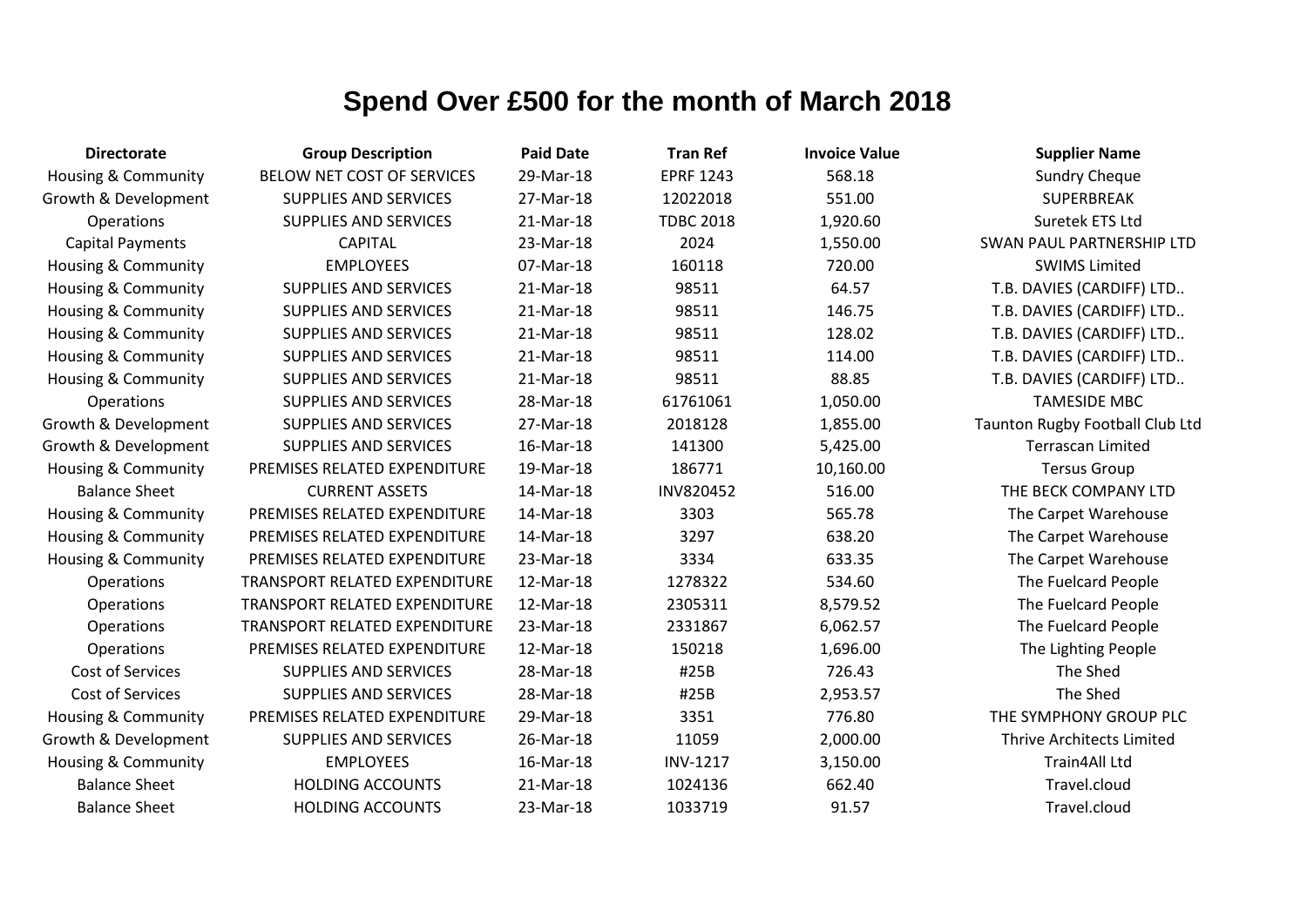# Spend Over £500 for the month of March 2018

| Directorate | Group Description | Paid Date | Tran Ref | Invoice Value | Supplier Name |
|---|---|---|---|---|---|
| Housing & Community | BELOW NET COST OF SERVICES | 29-Mar-18 | EPRF 1243 | 568.18 | Sundry Cheque |
| Growth & Development | SUPPLIES AND SERVICES | 27-Mar-18 | 12022018 | 551.00 | SUPERBREAK |
| Operations | SUPPLIES AND SERVICES | 21-Mar-18 | TDBC 2018 | 1,920.60 | Suretek ETS Ltd |
| Capital Payments | CAPITAL | 23-Mar-18 | 2024 | 1,550.00 | SWAN PAUL PARTNERSHIP LTD |
| Housing & Community | EMPLOYEES | 07-Mar-18 | 160118 | 720.00 | SWIMS Limited |
| Housing & Community | SUPPLIES AND SERVICES | 21-Mar-18 | 98511 | 64.57 | T.B. DAVIES (CARDIFF) LTD.. |
| Housing & Community | SUPPLIES AND SERVICES | 21-Mar-18 | 98511 | 146.75 | T.B. DAVIES (CARDIFF) LTD.. |
| Housing & Community | SUPPLIES AND SERVICES | 21-Mar-18 | 98511 | 128.02 | T.B. DAVIES (CARDIFF) LTD.. |
| Housing & Community | SUPPLIES AND SERVICES | 21-Mar-18 | 98511 | 114.00 | T.B. DAVIES (CARDIFF) LTD.. |
| Housing & Community | SUPPLIES AND SERVICES | 21-Mar-18 | 98511 | 88.85 | T.B. DAVIES (CARDIFF) LTD.. |
| Operations | SUPPLIES AND SERVICES | 28-Mar-18 | 61761061 | 1,050.00 | TAMESIDE MBC |
| Growth & Development | SUPPLIES AND SERVICES | 27-Mar-18 | 2018128 | 1,855.00 | Taunton Rugby Football Club Ltd |
| Growth & Development | SUPPLIES AND SERVICES | 16-Mar-18 | 141300 | 5,425.00 | Terrascan Limited |
| Housing & Community | PREMISES RELATED EXPENDITURE | 19-Mar-18 | 186771 | 10,160.00 | Tersus Group |
| Balance Sheet | CURRENT ASSETS | 14-Mar-18 | INV820452 | 516.00 | THE BECK COMPANY LTD |
| Housing & Community | PREMISES RELATED EXPENDITURE | 14-Mar-18 | 3303 | 565.78 | The Carpet Warehouse |
| Housing & Community | PREMISES RELATED EXPENDITURE | 14-Mar-18 | 3297 | 638.20 | The Carpet Warehouse |
| Housing & Community | PREMISES RELATED EXPENDITURE | 23-Mar-18 | 3334 | 633.35 | The Carpet Warehouse |
| Operations | TRANSPORT RELATED EXPENDITURE | 12-Mar-18 | 1278322 | 534.60 | The Fuelcard People |
| Operations | TRANSPORT RELATED EXPENDITURE | 12-Mar-18 | 2305311 | 8,579.52 | The Fuelcard People |
| Operations | TRANSPORT RELATED EXPENDITURE | 23-Mar-18 | 2331867 | 6,062.57 | The Fuelcard People |
| Operations | PREMISES RELATED EXPENDITURE | 12-Mar-18 | 150218 | 1,696.00 | The Lighting People |
| Cost of Services | SUPPLIES AND SERVICES | 28-Mar-18 | #25B | 726.43 | The Shed |
| Cost of Services | SUPPLIES AND SERVICES | 28-Mar-18 | #25B | 2,953.57 | The Shed |
| Housing & Community | PREMISES RELATED EXPENDITURE | 29-Mar-18 | 3351 | 776.80 | THE SYMPHONY GROUP PLC |
| Growth & Development | SUPPLIES AND SERVICES | 26-Mar-18 | 11059 | 2,000.00 | Thrive Architects Limited |
| Housing & Community | EMPLOYEES | 16-Mar-18 | INV-1217 | 3,150.00 | Train4All Ltd |
| Balance Sheet | HOLDING ACCOUNTS | 21-Mar-18 | 1024136 | 662.40 | Travel.cloud |
| Balance Sheet | HOLDING ACCOUNTS | 23-Mar-18 | 1033719 | 91.57 | Travel.cloud |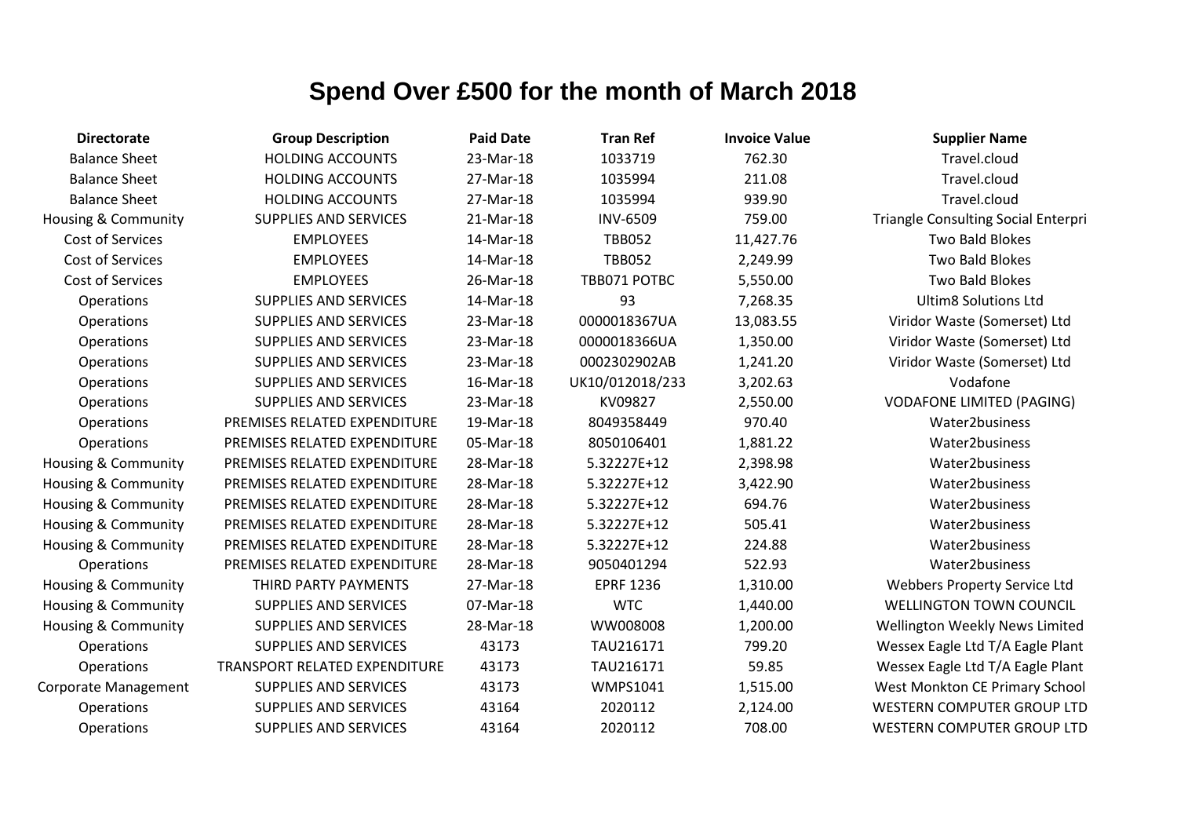# Spend Over £500 for the month of March 2018

| Directorate | Group Description | Paid Date | Tran Ref | Invoice Value | Supplier Name |
|---|---|---|---|---|---|
| Balance Sheet | HOLDING ACCOUNTS | 23-Mar-18 | 1033719 | 762.30 | Travel.cloud |
| Balance Sheet | HOLDING ACCOUNTS | 27-Mar-18 | 1035994 | 211.08 | Travel.cloud |
| Balance Sheet | HOLDING ACCOUNTS | 27-Mar-18 | 1035994 | 939.90 | Travel.cloud |
| Housing & Community | SUPPLIES AND SERVICES | 21-Mar-18 | INV-6509 | 759.00 | Triangle Consulting Social Enterpri |
| Cost of Services | EMPLOYEES | 14-Mar-18 | TBB052 | 11,427.76 | Two Bald Blokes |
| Cost of Services | EMPLOYEES | 14-Mar-18 | TBB052 | 2,249.99 | Two Bald Blokes |
| Cost of Services | EMPLOYEES | 26-Mar-18 | TBB071 POTBC | 5,550.00 | Two Bald Blokes |
| Operations | SUPPLIES AND SERVICES | 14-Mar-18 | 93 | 7,268.35 | Ultim8 Solutions Ltd |
| Operations | SUPPLIES AND SERVICES | 23-Mar-18 | 0000018367UA | 13,083.55 | Viridor Waste (Somerset) Ltd |
| Operations | SUPPLIES AND SERVICES | 23-Mar-18 | 0000018366UA | 1,350.00 | Viridor Waste (Somerset) Ltd |
| Operations | SUPPLIES AND SERVICES | 23-Mar-18 | 0002302902AB | 1,241.20 | Viridor Waste (Somerset) Ltd |
| Operations | SUPPLIES AND SERVICES | 16-Mar-18 | UK10/012018/233 | 3,202.63 | Vodafone |
| Operations | SUPPLIES AND SERVICES | 23-Mar-18 | KV09827 | 2,550.00 | VODAFONE LIMITED (PAGING) |
| Operations | PREMISES RELATED EXPENDITURE | 19-Mar-18 | 8049358449 | 970.40 | Water2business |
| Operations | PREMISES RELATED EXPENDITURE | 05-Mar-18 | 8050106401 | 1,881.22 | Water2business |
| Housing & Community | PREMISES RELATED EXPENDITURE | 28-Mar-18 | 5.32227E+12 | 2,398.98 | Water2business |
| Housing & Community | PREMISES RELATED EXPENDITURE | 28-Mar-18 | 5.32227E+12 | 3,422.90 | Water2business |
| Housing & Community | PREMISES RELATED EXPENDITURE | 28-Mar-18 | 5.32227E+12 | 694.76 | Water2business |
| Housing & Community | PREMISES RELATED EXPENDITURE | 28-Mar-18 | 5.32227E+12 | 505.41 | Water2business |
| Housing & Community | PREMISES RELATED EXPENDITURE | 28-Mar-18 | 5.32227E+12 | 224.88 | Water2business |
| Operations | PREMISES RELATED EXPENDITURE | 28-Mar-18 | 9050401294 | 522.93 | Water2business |
| Housing & Community | THIRD PARTY PAYMENTS | 27-Mar-18 | EPRF 1236 | 1,310.00 | Webbers Property Service Ltd |
| Housing & Community | SUPPLIES AND SERVICES | 07-Mar-18 | WTC | 1,440.00 | WELLINGTON TOWN COUNCIL |
| Housing & Community | SUPPLIES AND SERVICES | 28-Mar-18 | WW008008 | 1,200.00 | Wellington Weekly News Limited |
| Operations | SUPPLIES AND SERVICES | 43173 | TAU216171 | 799.20 | Wessex Eagle Ltd T/A Eagle Plant |
| Operations | TRANSPORT RELATED EXPENDITURE | 43173 | TAU216171 | 59.85 | Wessex Eagle Ltd T/A Eagle Plant |
| Corporate Management | SUPPLIES AND SERVICES | 43173 | WMPS1041 | 1,515.00 | West Monkton CE Primary School |
| Operations | SUPPLIES AND SERVICES | 43164 | 2020112 | 2,124.00 | WESTERN COMPUTER GROUP LTD |
| Operations | SUPPLIES AND SERVICES | 43164 | 2020112 | 708.00 | WESTERN COMPUTER GROUP LTD |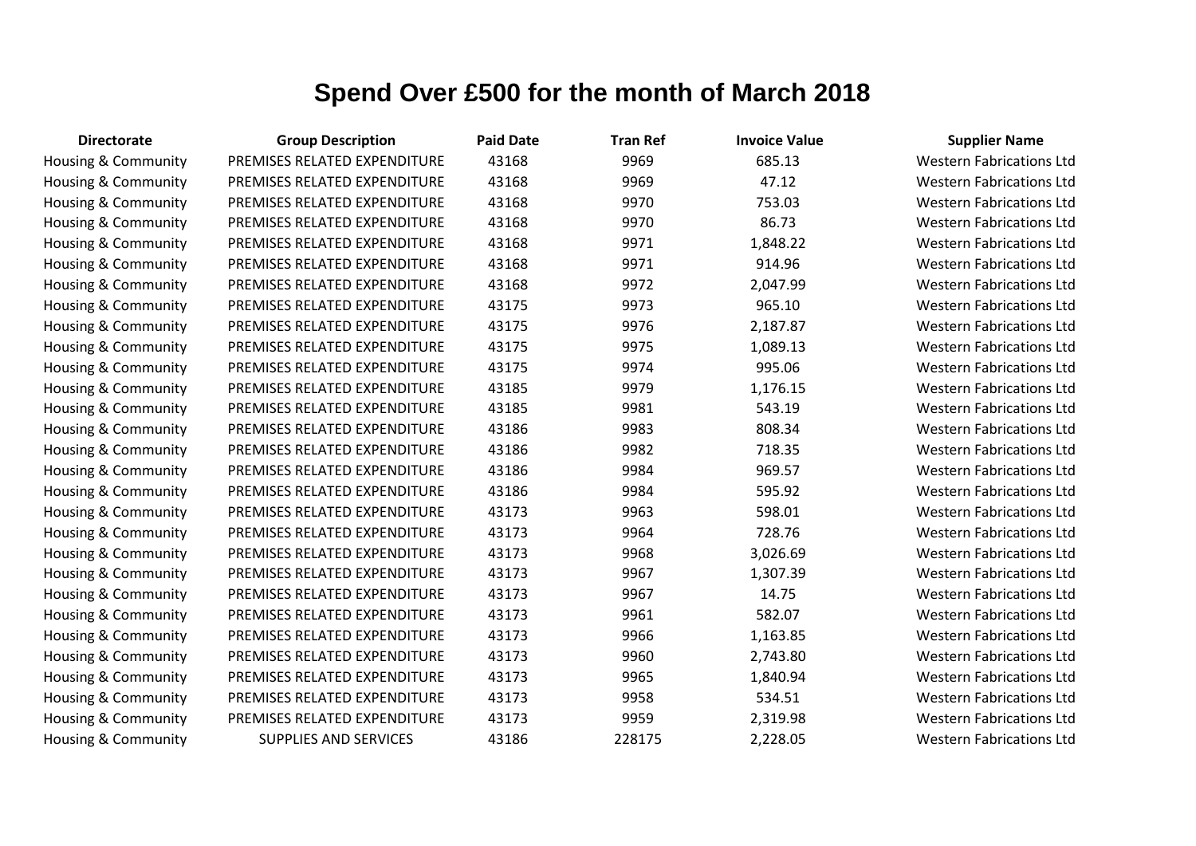# Spend Over £500 for the month of March 2018

| Directorate | Group Description | Paid Date | Tran Ref | Invoice Value | Supplier Name |
|---|---|---|---|---|---|
| Housing & Community | PREMISES RELATED EXPENDITURE | 43168 | 9969 | 685.13 | Western Fabrications Ltd |
| Housing & Community | PREMISES RELATED EXPENDITURE | 43168 | 9969 | 47.12 | Western Fabrications Ltd |
| Housing & Community | PREMISES RELATED EXPENDITURE | 43168 | 9970 | 753.03 | Western Fabrications Ltd |
| Housing & Community | PREMISES RELATED EXPENDITURE | 43168 | 9970 | 86.73 | Western Fabrications Ltd |
| Housing & Community | PREMISES RELATED EXPENDITURE | 43168 | 9971 | 1,848.22 | Western Fabrications Ltd |
| Housing & Community | PREMISES RELATED EXPENDITURE | 43168 | 9971 | 914.96 | Western Fabrications Ltd |
| Housing & Community | PREMISES RELATED EXPENDITURE | 43168 | 9972 | 2,047.99 | Western Fabrications Ltd |
| Housing & Community | PREMISES RELATED EXPENDITURE | 43175 | 9973 | 965.10 | Western Fabrications Ltd |
| Housing & Community | PREMISES RELATED EXPENDITURE | 43175 | 9976 | 2,187.87 | Western Fabrications Ltd |
| Housing & Community | PREMISES RELATED EXPENDITURE | 43175 | 9975 | 1,089.13 | Western Fabrications Ltd |
| Housing & Community | PREMISES RELATED EXPENDITURE | 43175 | 9974 | 995.06 | Western Fabrications Ltd |
| Housing & Community | PREMISES RELATED EXPENDITURE | 43185 | 9979 | 1,176.15 | Western Fabrications Ltd |
| Housing & Community | PREMISES RELATED EXPENDITURE | 43185 | 9981 | 543.19 | Western Fabrications Ltd |
| Housing & Community | PREMISES RELATED EXPENDITURE | 43186 | 9983 | 808.34 | Western Fabrications Ltd |
| Housing & Community | PREMISES RELATED EXPENDITURE | 43186 | 9982 | 718.35 | Western Fabrications Ltd |
| Housing & Community | PREMISES RELATED EXPENDITURE | 43186 | 9984 | 969.57 | Western Fabrications Ltd |
| Housing & Community | PREMISES RELATED EXPENDITURE | 43186 | 9984 | 595.92 | Western Fabrications Ltd |
| Housing & Community | PREMISES RELATED EXPENDITURE | 43173 | 9963 | 598.01 | Western Fabrications Ltd |
| Housing & Community | PREMISES RELATED EXPENDITURE | 43173 | 9964 | 728.76 | Western Fabrications Ltd |
| Housing & Community | PREMISES RELATED EXPENDITURE | 43173 | 9968 | 3,026.69 | Western Fabrications Ltd |
| Housing & Community | PREMISES RELATED EXPENDITURE | 43173 | 9967 | 1,307.39 | Western Fabrications Ltd |
| Housing & Community | PREMISES RELATED EXPENDITURE | 43173 | 9967 | 14.75 | Western Fabrications Ltd |
| Housing & Community | PREMISES RELATED EXPENDITURE | 43173 | 9961 | 582.07 | Western Fabrications Ltd |
| Housing & Community | PREMISES RELATED EXPENDITURE | 43173 | 9966 | 1,163.85 | Western Fabrications Ltd |
| Housing & Community | PREMISES RELATED EXPENDITURE | 43173 | 9960 | 2,743.80 | Western Fabrications Ltd |
| Housing & Community | PREMISES RELATED EXPENDITURE | 43173 | 9965 | 1,840.94 | Western Fabrications Ltd |
| Housing & Community | PREMISES RELATED EXPENDITURE | 43173 | 9958 | 534.51 | Western Fabrications Ltd |
| Housing & Community | PREMISES RELATED EXPENDITURE | 43173 | 9959 | 2,319.98 | Western Fabrications Ltd |
| Housing & Community | SUPPLIES AND SERVICES | 43186 | 228175 | 2,228.05 | Western Fabrications Ltd |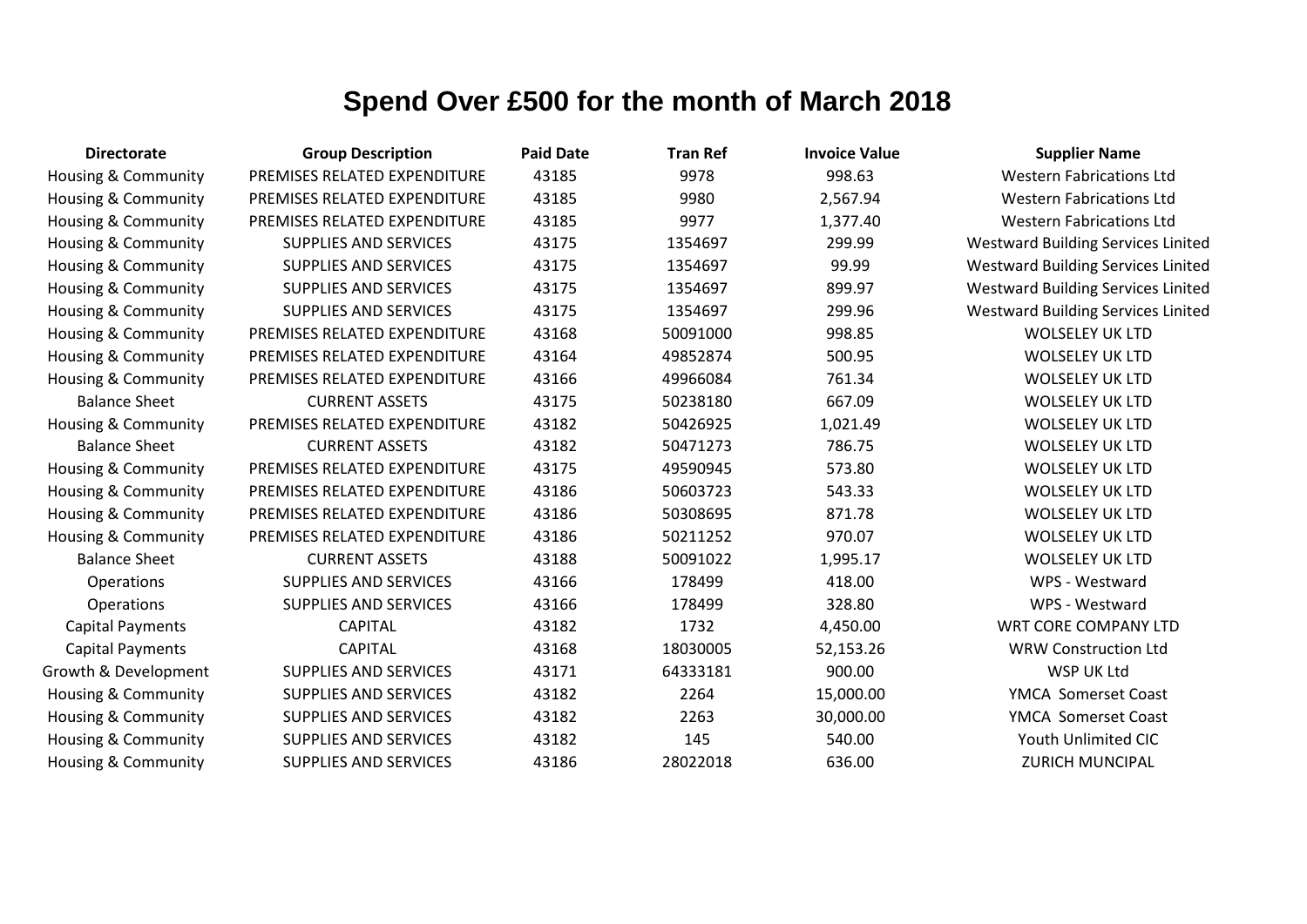# Spend Over £500 for the month of March 2018

| Directorate | Group Description | Paid Date | Tran Ref | Invoice Value | Supplier Name |
|---|---|---|---|---|---|
| Housing & Community | PREMISES RELATED EXPENDITURE | 43185 | 9978 | 998.63 | Western Fabrications Ltd |
| Housing & Community | PREMISES RELATED EXPENDITURE | 43185 | 9980 | 2,567.94 | Western Fabrications Ltd |
| Housing & Community | PREMISES RELATED EXPENDITURE | 43185 | 9977 | 1,377.40 | Western Fabrications Ltd |
| Housing & Community | SUPPLIES AND SERVICES | 43175 | 1354697 | 299.99 | Westward Building Services Linited |
| Housing & Community | SUPPLIES AND SERVICES | 43175 | 1354697 | 99.99 | Westward Building Services Linited |
| Housing & Community | SUPPLIES AND SERVICES | 43175 | 1354697 | 899.97 | Westward Building Services Linited |
| Housing & Community | SUPPLIES AND SERVICES | 43175 | 1354697 | 299.96 | Westward Building Services Linited |
| Housing & Community | PREMISES RELATED EXPENDITURE | 43168 | 50091000 | 998.85 | WOLSELEY UK LTD |
| Housing & Community | PREMISES RELATED EXPENDITURE | 43164 | 49852874 | 500.95 | WOLSELEY UK LTD |
| Housing & Community | PREMISES RELATED EXPENDITURE | 43166 | 49966084 | 761.34 | WOLSELEY UK LTD |
| Balance Sheet | CURRENT ASSETS | 43175 | 50238180 | 667.09 | WOLSELEY UK LTD |
| Housing & Community | PREMISES RELATED EXPENDITURE | 43182 | 50426925 | 1,021.49 | WOLSELEY UK LTD |
| Balance Sheet | CURRENT ASSETS | 43182 | 50471273 | 786.75 | WOLSELEY UK LTD |
| Housing & Community | PREMISES RELATED EXPENDITURE | 43175 | 49590945 | 573.80 | WOLSELEY UK LTD |
| Housing & Community | PREMISES RELATED EXPENDITURE | 43186 | 50603723 | 543.33 | WOLSELEY UK LTD |
| Housing & Community | PREMISES RELATED EXPENDITURE | 43186 | 50308695 | 871.78 | WOLSELEY UK LTD |
| Housing & Community | PREMISES RELATED EXPENDITURE | 43186 | 50211252 | 970.07 | WOLSELEY UK LTD |
| Balance Sheet | CURRENT ASSETS | 43188 | 50091022 | 1,995.17 | WOLSELEY UK LTD |
| Operations | SUPPLIES AND SERVICES | 43166 | 178499 | 418.00 | WPS - Westward |
| Operations | SUPPLIES AND SERVICES | 43166 | 178499 | 328.80 | WPS - Westward |
| Capital Payments | CAPITAL | 43182 | 1732 | 4,450.00 | WRT CORE COMPANY LTD |
| Capital Payments | CAPITAL | 43168 | 18030005 | 52,153.26 | WRW Construction Ltd |
| Growth & Development | SUPPLIES AND SERVICES | 43171 | 64333181 | 900.00 | WSP UK Ltd |
| Housing & Community | SUPPLIES AND SERVICES | 43182 | 2264 | 15,000.00 | YMCA Somerset Coast |
| Housing & Community | SUPPLIES AND SERVICES | 43182 | 2263 | 30,000.00 | YMCA Somerset Coast |
| Housing & Community | SUPPLIES AND SERVICES | 43182 | 145 | 540.00 | Youth Unlimited CIC |
| Housing & Community | SUPPLIES AND SERVICES | 43186 | 28022018 | 636.00 | ZURICH MUNCIPAL |